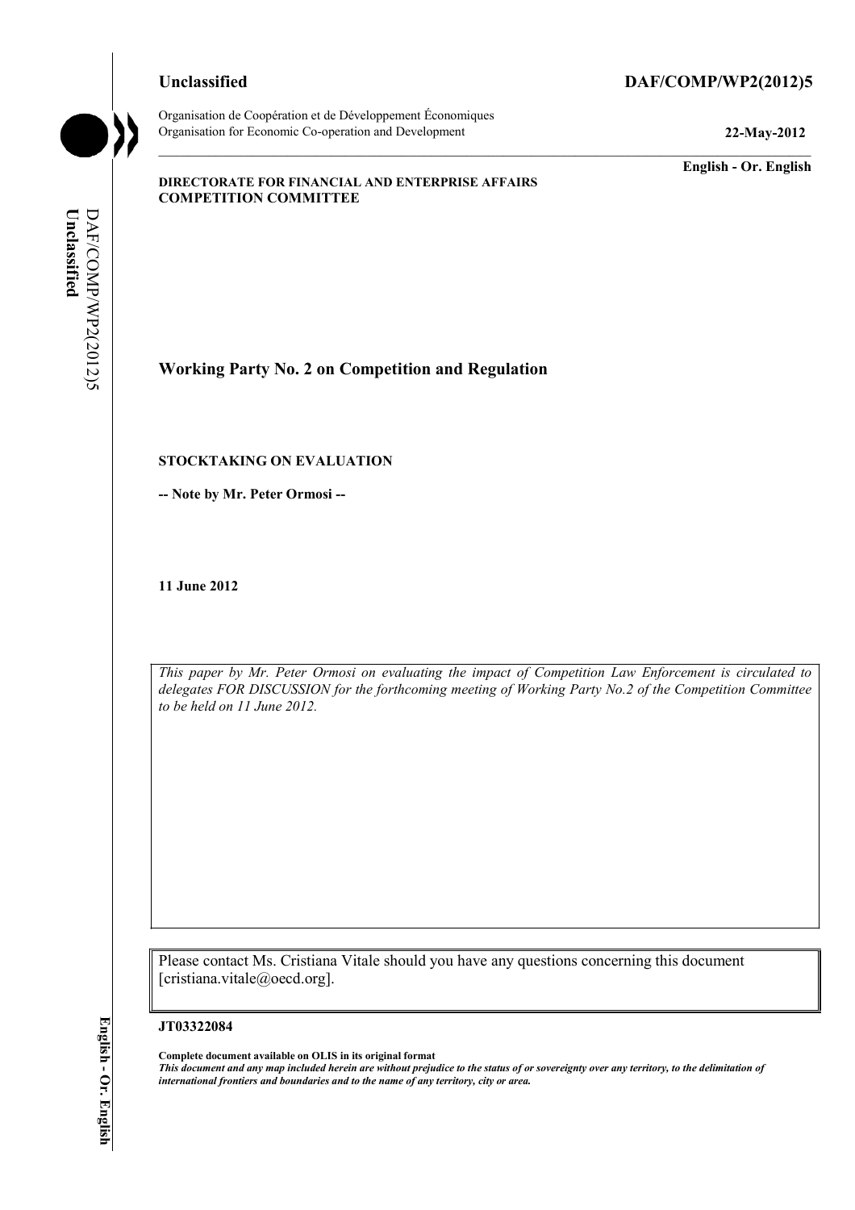**Unclassified** **DAF/COMP/WP2(2012)5**

Organisation de Coopération et de Développement Économiques
Organisation for Economic Co-operation and Development **22-May-2012**

**English - Or. English**

**DIRECTORATE FOR FINANCIAL AND ENTERPRISE AFFAIRS**
**COMPETITION COMMITTEE**

## Working Party No. 2 on Competition and Regulation

**STOCKTAKING ON EVALUATION**

**-- Note by Mr. Peter Ormosi --**

**11 June 2012**

*This paper by Mr. Peter Ormosi on evaluating the impact of Competition Law Enforcement is circulated to delegates FOR DISCUSSION for the forthcoming meeting of Working Party No.2 of the Competition Committee to be held on 11 June 2012.*

Please contact Ms. Cristiana Vitale should you have any questions concerning this document [cristiana.vitale@oecd.org].

**JT03322084**

**Complete document available on OLIS in its original format**
***This document and any map included herein are without prejudice to the status of or sovereignty over any territory, to the delimitation of international frontiers and boundaries and to the name of any territory, city or area.***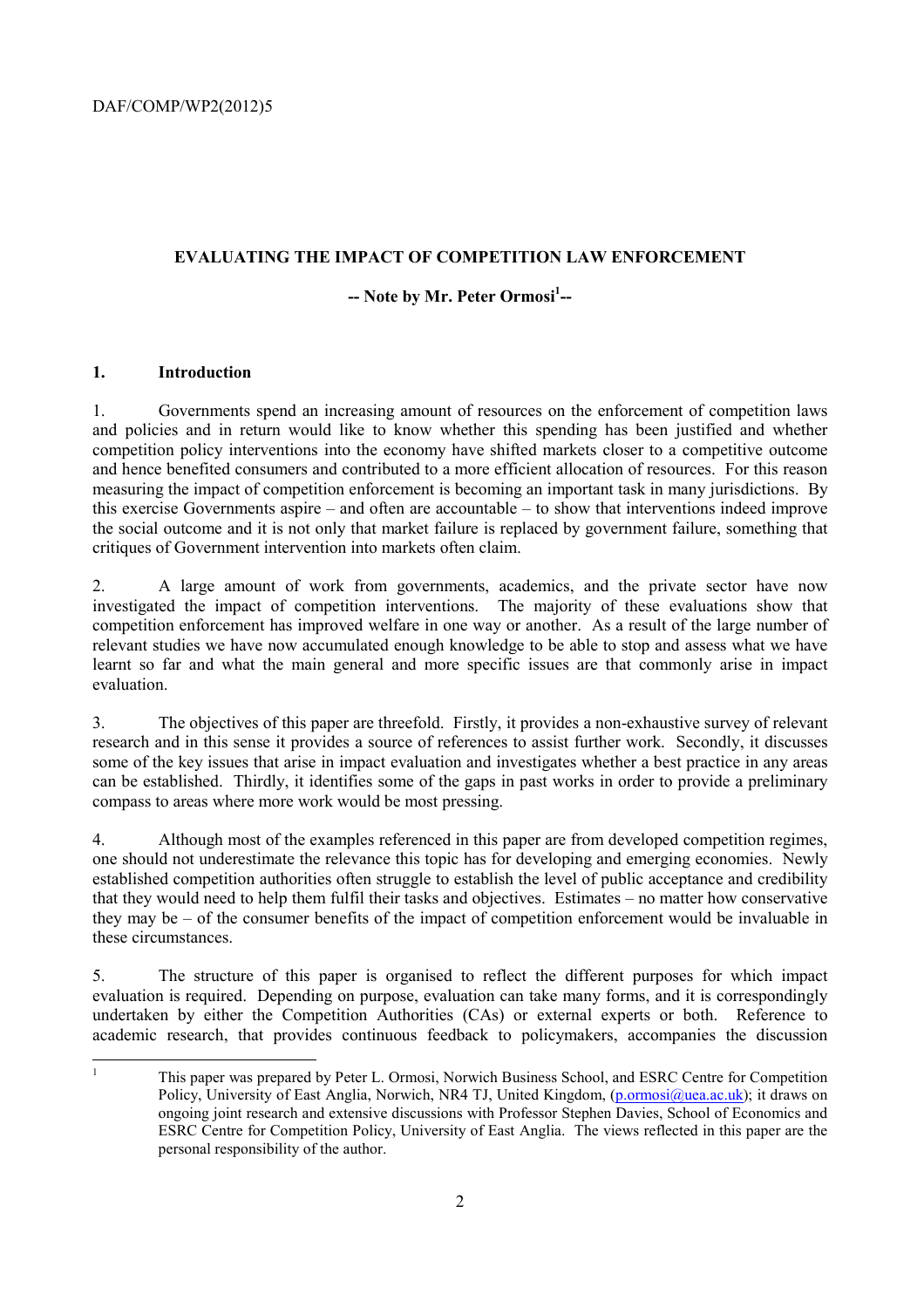DAF/COMP/WP2(2012)5

**EVALUATING THE IMPACT OF COMPETITION LAW ENFORCEMENT**

**-- Note by Mr. Peter Ormosi[1]--**

## 1. Introduction

1. Governments spend an increasing amount of resources on the enforcement of competition laws and policies and in return would like to know whether this spending has been justified and whether competition policy interventions into the economy have shifted markets closer to a competitive outcome and hence benefited consumers and contributed to a more efficient allocation of resources. For this reason measuring the impact of competition enforcement is becoming an important task in many jurisdictions. By this exercise Governments aspire – and often are accountable – to show that interventions indeed improve the social outcome and it is not only that market failure is replaced by government failure, something that critiques of Government intervention into markets often claim.

2. A large amount of work from governments, academics, and the private sector have now investigated the impact of competition interventions. The majority of these evaluations show that competition enforcement has improved welfare in one way or another. As a result of the large number of relevant studies we have now accumulated enough knowledge to be able to stop and assess what we have learnt so far and what the main general and more specific issues are that commonly arise in impact evaluation.

3. The objectives of this paper are threefold. Firstly, it provides a non-exhaustive survey of relevant research and in this sense it provides a source of references to assist further work. Secondly, it discusses some of the key issues that arise in impact evaluation and investigates whether a best practice in any areas can be established. Thirdly, it identifies some of the gaps in past works in order to provide a preliminary compass to areas where more work would be most pressing.

4. Although most of the examples referenced in this paper are from developed competition regimes, one should not underestimate the relevance this topic has for developing and emerging economies. Newly established competition authorities often struggle to establish the level of public acceptance and credibility that they would need to help them fulfil their tasks and objectives. Estimates – no matter how conservative they may be – of the consumer benefits of the impact of competition enforcement would be invaluable in these circumstances.

5. The structure of this paper is organised to reflect the different purposes for which impact evaluation is required. Depending on purpose, evaluation can take many forms, and it is correspondingly undertaken by either the Competition Authorities (CAs) or external experts or both. Reference to academic research, that provides continuous feedback to policymakers, accompanies the discussion

---

[1] This paper was prepared by Peter L. Ormosi, Norwich Business School, and ESRC Centre for Competition Policy, University of East Anglia, Norwich, NR4 7TJ, United Kingdom, (p.ormosi@uea.ac.uk); it draws on ongoing joint research and extensive discussions with Professor Stephen Davies, School of Economics and ESRC Centre for Competition Policy, University of East Anglia. The views reflected in this paper are the personal responsibility of the author.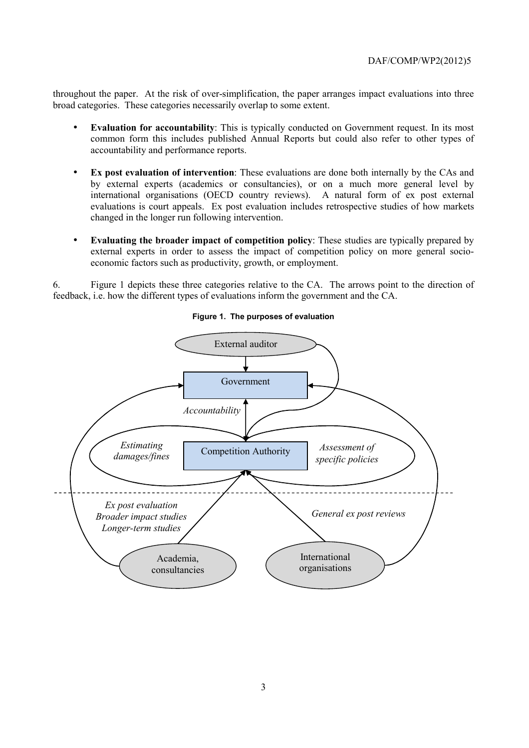throughout the paper. At the risk of over-simplification, the paper arranges impact evaluations into three broad categories. These categories necessarily overlap to some extent.

- **Evaluation for accountability**: This is typically conducted on Government request. In its most common form this includes published Annual Reports but could also refer to other types of accountability and performance reports.

- **Ex post evaluation of intervention**: These evaluations are done both internally by the CAs and by external experts (academics or consultancies), or on a much more general level by international organisations (OECD country reviews). A natural form of ex post external evaluations is court appeals. Ex post evaluation includes retrospective studies of how markets changed in the longer run following intervention.

- **Evaluating the broader impact of competition policy**: These studies are typically prepared by external experts in order to assess the impact of competition policy on more general socio-economic factors such as productivity, growth, or employment.

6. Figure 1 depicts these three categories relative to the CA. The arrows point to the direction of feedback, i.e. how the different types of evaluations inform the government and the CA.

**Figure 1. The purposes of evaluation**

External auditor

Government

*Accountability*

*Estimating damages/fines*

Competition Authority

*Assessment of specific policies*

*Ex post evaluation*
*Broader impact studies*
*Longer-term studies*

*General ex post reviews*

Academia, consultancies

International organisations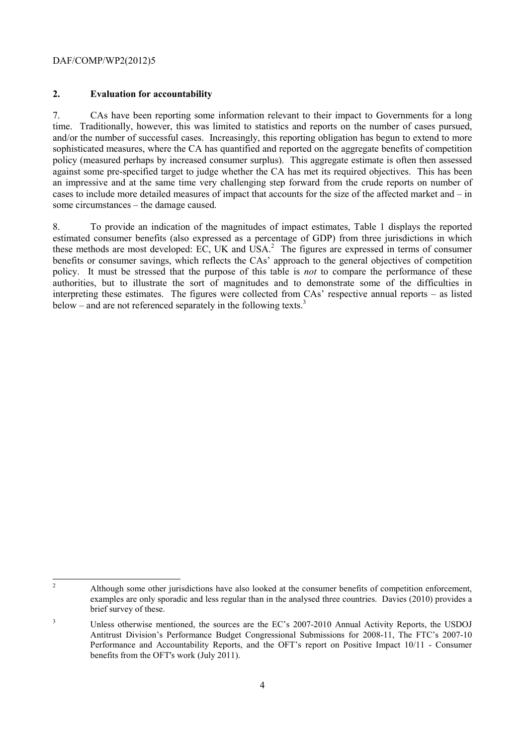## 2. Evaluation for accountability

7. CAs have been reporting some information relevant to their impact to Governments for a long time. Traditionally, however, this was limited to statistics and reports on the number of cases pursued, and/or the number of successful cases. Increasingly, this reporting obligation has begun to extend to more sophisticated measures, where the CA has quantified and reported on the aggregate benefits of competition policy (measured perhaps by increased consumer surplus). This aggregate estimate is often then assessed against some pre-specified target to judge whether the CA has met its required objectives. This has been an impressive and at the same time very challenging step forward from the crude reports on number of cases to include more detailed measures of impact that accounts for the size of the affected market and – in some circumstances – the damage caused.

8. To provide an indication of the magnitudes of impact estimates, Table 1 displays the reported estimated consumer benefits (also expressed as a percentage of GDP) from three jurisdictions in which these methods are most developed: EC, UK and USA.[2] The figures are expressed in terms of consumer benefits or consumer savings, which reflects the CAs' approach to the general objectives of competition policy. It must be stressed that the purpose of this table is *not* to compare the performance of these authorities, but to illustrate the sort of magnitudes and to demonstrate some of the difficulties in interpreting these estimates. The figures were collected from CAs' respective annual reports – as listed below – and are not referenced separately in the following texts.[3]

---

[2] Although some other jurisdictions have also looked at the consumer benefits of competition enforcement, examples are only sporadic and less regular than in the analysed three countries. Davies (2010) provides a brief survey of these.

[3] Unless otherwise mentioned, the sources are the EC's 2007-2010 Annual Activity Reports, the USDOJ Antitrust Division's Performance Budget Congressional Submissions for 2008-11, The FTC's 2007-10 Performance and Accountability Reports, and the OFT's report on Positive Impact 10/11 - Consumer benefits from the OFT's work (July 2011).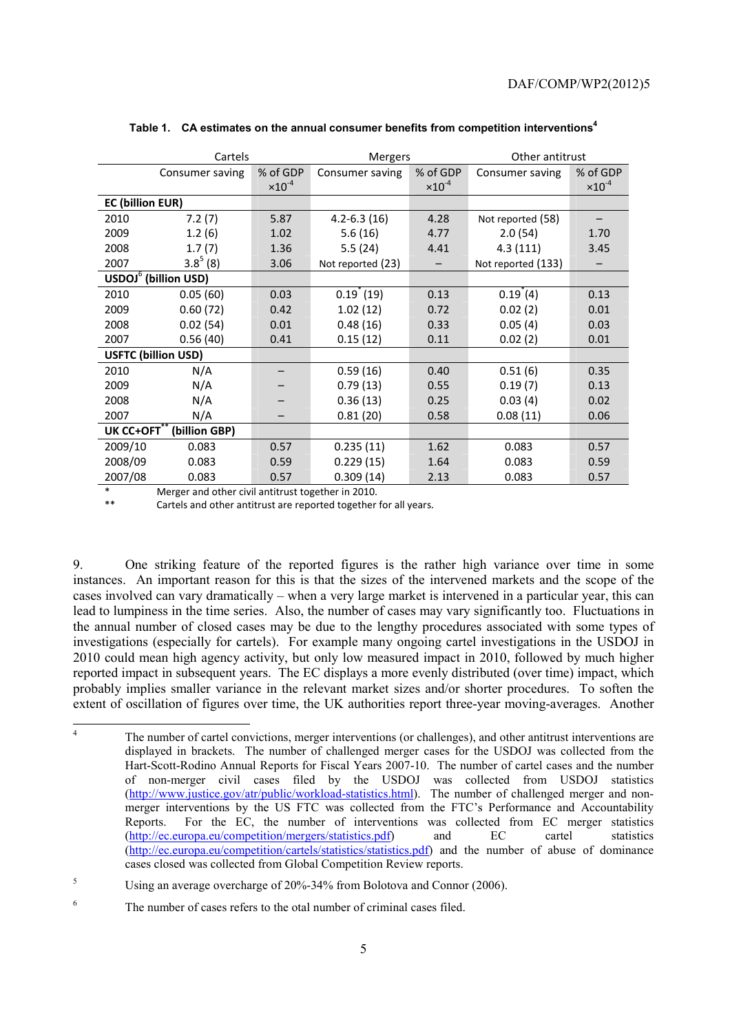**Table 1. CA estimates on the annual consumer benefits from competition interventions[4]**

| | Cartels | | Mergers | | Other antitrust | |
|---|---|---|---|---|---|---|
| | Consumer saving | % of GDP $\times 10^{-4}$ | Consumer saving | % of GDP $\times 10^{-4}$ | Consumer saving | % of GDP $\times 10^{-4}$ |
| **EC (billion EUR)** | | | | | | |
| 2010 | 7.2 (7) | 5.87 | 4.2-6.3 (16) | 4.28 | Not reported (58) | – |
| 2009 | 1.2 (6) | 1.02 | 5.6 (16) | 4.77 | 2.0 (54) | 1.70 |
| 2008 | 1.7 (7) | 1.36 | 5.5 (24) | 4.41 | 4.3 (111) | 3.45 |
| 2007 | 3.8[5] (8) | 3.06 | Not reported (23) | – | Not reported (133) | – |
| **USDOJ[6] (billion USD)** | | | | | | |
| 2010 | 0.05 (60) | 0.03 | 0.19* (19) | 0.13 | 0.19* (4) | 0.13 |
| 2009 | 0.60 (72) | 0.42 | 1.02 (12) | 0.72 | 0.02 (2) | 0.01 |
| 2008 | 0.02 (54) | 0.01 | 0.48 (16) | 0.33 | 0.05 (4) | 0.03 |
| 2007 | 0.56 (40) | 0.41 | 0.15 (12) | 0.11 | 0.02 (2) | 0.01 |
| **USFTC (billion USD)** | | | | | | |
| 2010 | N/A | – | 0.59 (16) | 0.40 | 0.51 (6) | 0.35 |
| 2009 | N/A | – | 0.79 (13) | 0.55 | 0.19 (7) | 0.13 |
| 2008 | N/A | – | 0.36 (13) | 0.25 | 0.03 (4) | 0.02 |
| 2007 | N/A | – | 0.81 (20) | 0.58 | 0.08 (11) | 0.06 |
| **UK CC+OFT** (billion GBP)** | | | | | | |
| 2009/10 | 0.083 | 0.57 | 0.235 (11) | 1.62 | 0.083 | 0.57 |
| 2008/09 | 0.083 | 0.59 | 0.229 (15) | 1.64 | 0.083 | 0.59 |
| 2007/08 | 0.083 | 0.57 | 0.309 (14) | 2.13 | 0.083 | 0.57 |

\* Merger and other civil antitrust together in 2010.

\*\* Cartels and other antitrust are reported together for all years.

9. One striking feature of the reported figures is the rather high variance over time in some instances. An important reason for this is that the sizes of the intervened markets and the scope of the cases involved can vary dramatically – when a very large market is intervened in a particular year, this can lead to lumpiness in the time series. Also, the number of cases may vary significantly too. Fluctuations in the annual number of closed cases may be due to the lengthy procedures associated with some types of investigations (especially for cartels). For example many ongoing cartel investigations in the USDOJ in 2010 could mean high agency activity, but only low measured impact in 2010, followed by much higher reported impact in subsequent years. The EC displays a more evenly distributed (over time) impact, which probably implies smaller variance in the relevant market sizes and/or shorter procedures. To soften the extent of oscillation of figures over time, the UK authorities report three-year moving-averages. Another

---

[4] The number of cartel convictions, merger interventions (or challenges), and other antitrust interventions are displayed in brackets. The number of challenged merger cases for the USDOJ was collected from the Hart-Scott-Rodino Annual Reports for Fiscal Years 2007-10. The number of cartel cases and the number of non-merger civil cases filed by the USDOJ was collected from USDOJ statistics (http://www.justice.gov/atr/public/workload-statistics.html). The number of challenged merger and non-merger interventions by the US FTC was collected from the FTC's Performance and Accountability Reports. For the EC, the number of interventions was collected from EC merger statistics (http://ec.europa.eu/competition/mergers/statistics.pdf) and EC cartel statistics (http://ec.europa.eu/competition/cartels/statistics/statistics.pdf) and the number of abuse of dominance cases closed was collected from Global Competition Review reports.

[5] Using an average overcharge of 20%-34% from Bolotova and Connor (2006).

[6] The number of cases refers to the otal number of criminal cases filed.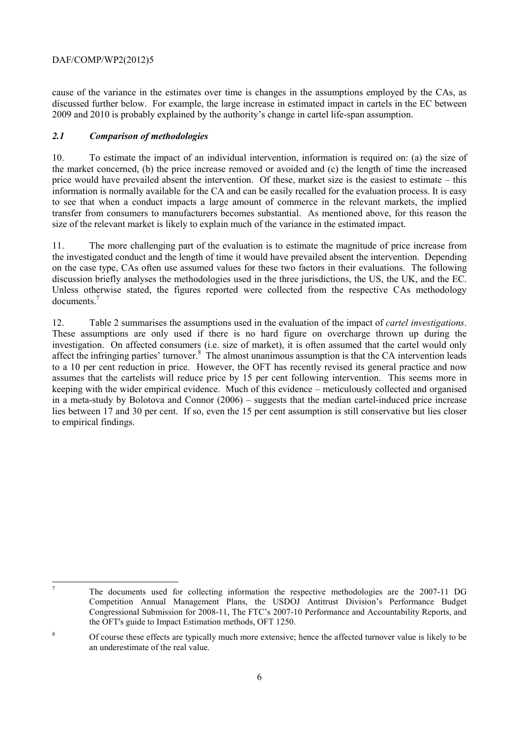cause of the variance in the estimates over time is changes in the assumptions employed by the CAs, as discussed further below. For example, the large increase in estimated impact in cartels in the EC between 2009 and 2010 is probably explained by the authority's change in cartel life-span assumption.

### *2.1 Comparison of methodologies*

10. To estimate the impact of an individual intervention, information is required on: (a) the size of the market concerned, (b) the price increase removed or avoided and (c) the length of time the increased price would have prevailed absent the intervention. Of these, market size is the easiest to estimate – this information is normally available for the CA and can be easily recalled for the evaluation process. It is easy to see that when a conduct impacts a large amount of commerce in the relevant markets, the implied transfer from consumers to manufacturers becomes substantial. As mentioned above, for this reason the size of the relevant market is likely to explain much of the variance in the estimated impact.

11. The more challenging part of the evaluation is to estimate the magnitude of price increase from the investigated conduct and the length of time it would have prevailed absent the intervention. Depending on the case type, CAs often use assumed values for these two factors in their evaluations. The following discussion briefly analyses the methodologies used in the three jurisdictions, the US, the UK, and the EC. Unless otherwise stated, the figures reported were collected from the respective CAs methodology documents.[7]

12. Table 2 summarises the assumptions used in the evaluation of the impact of *cartel investigations*. These assumptions are only used if there is no hard figure on overcharge thrown up during the investigation. On affected consumers (i.e. size of market), it is often assumed that the cartel would only affect the infringing parties' turnover.[8] The almost unanimous assumption is that the CA intervention leads to a 10 per cent reduction in price. However, the OFT has recently revised its general practice and now assumes that the cartelists will reduce price by 15 per cent following intervention. This seems more in keeping with the wider empirical evidence. Much of this evidence – meticulously collected and organised in a meta-study by Bolotova and Connor (2006) – suggests that the median cartel-induced price increase lies between 17 and 30 per cent. If so, even the 15 per cent assumption is still conservative but lies closer to empirical findings.

---

[7] The documents used for collecting information the respective methodologies are the 2007-11 DG Competition Annual Management Plans, the USDOJ Antitrust Division's Performance Budget Congressional Submission for 2008-11, The FTC's 2007-10 Performance and Accountability Reports, and the OFT's guide to Impact Estimation methods, OFT 1250.

[8] Of course these effects are typically much more extensive; hence the affected turnover value is likely to be an underestimate of the real value.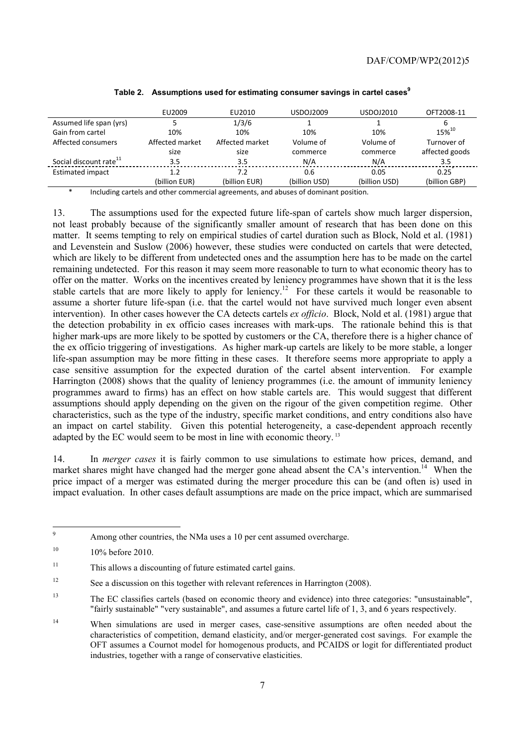**Table 2. Assumptions used for estimating consumer savings in cartel cases[9]**

| | EU2009 | EU2010 | USDOJ2009 | USDOJ2010 | OFT2008-11 |
|---|---|---|---|---|---|
| Assumed life span (yrs) | 5 | 1/3/6 | 1 | 1 | 6 |
| Gain from cartel | 10% | 10% | 10% | 10% | 15%[10] |
| Affected consumers | Affected market size | Affected market size | Volume of commerce | Volume of commerce | Turnover of affected goods |
| Social discount rate[11] | 3.5 | 3.5 | N/A | N/A | 3.5 |
| Estimated impact | 1.2 (billion EUR) | 7.2 (billion EUR) | 0.6 (billion USD) | 0.05 (billion USD) | 0.25 (billion GBP) |

\* Including cartels and other commercial agreements, and abuses of dominant position.

13. The assumptions used for the expected future life-span of cartels show much larger dispersion, not least probably because of the significantly smaller amount of research that has been done on this matter. It seems tempting to rely on empirical studies of cartel duration such as Block, Nold et al. (1981) and Levenstein and Suslow (2006) however, these studies were conducted on cartels that were detected, which are likely to be different from undetected ones and the assumption here has to be made on the cartel remaining undetected. For this reason it may seem more reasonable to turn to what economic theory has to offer on the matter. Works on the incentives created by leniency programmes have shown that it is the less stable cartels that are more likely to apply for leniency.[12] For these cartels it would be reasonable to assume a shorter future life-span (i.e. that the cartel would not have survived much longer even absent intervention). In other cases however the CA detects cartels *ex officio*. Block, Nold et al. (1981) argue that the detection probability in ex officio cases increases with mark-ups. The rationale behind this is that higher mark-ups are more likely to be spotted by customers or the CA, therefore there is a higher chance of the ex officio triggering of investigations. As higher mark-up cartels are likely to be more stable, a longer life-span assumption may be more fitting in these cases. It therefore seems more appropriate to apply a case sensitive assumption for the expected duration of the cartel absent intervention. For example Harrington (2008) shows that the quality of leniency programmes (i.e. the amount of immunity leniency programmes award to firms) has an effect on how stable cartels are. This would suggest that different assumptions should apply depending on the given on the rigour of the given competition regime. Other characteristics, such as the type of the industry, specific market conditions, and entry conditions also have an impact on cartel stability. Given this potential heterogeneity, a case-dependent approach recently adapted by the EC would seem to be most in line with economic theory.[13]

14. In *merger cases* it is fairly common to use simulations to estimate how prices, demand, and market shares might have changed had the merger gone ahead absent the CA's intervention.[14] When the price impact of a merger was estimated during the merger procedure this can be (and often is) used in impact evaluation. In other cases default assumptions are made on the price impact, which are summarised

---

[9] Among other countries, the NMa uses a 10 per cent assumed overcharge.

[10] 10% before 2010.

[11] This allows a discounting of future estimated cartel gains.

[12] See a discussion on this together with relevant references in Harrington (2008).

[13] The EC classifies cartels (based on economic theory and evidence) into three categories: "unsustainable", "fairly sustainable" "very sustainable", and assumes a future cartel life of 1, 3, and 6 years respectively.

[14] When simulations are used in merger cases, case-sensitive assumptions are often needed about the characteristics of competition, demand elasticity, and/or merger-generated cost savings. For example the OFT assumes a Cournot model for homogenous products, and PCAIDS or logit for differentiated product industries, together with a range of conservative elasticities.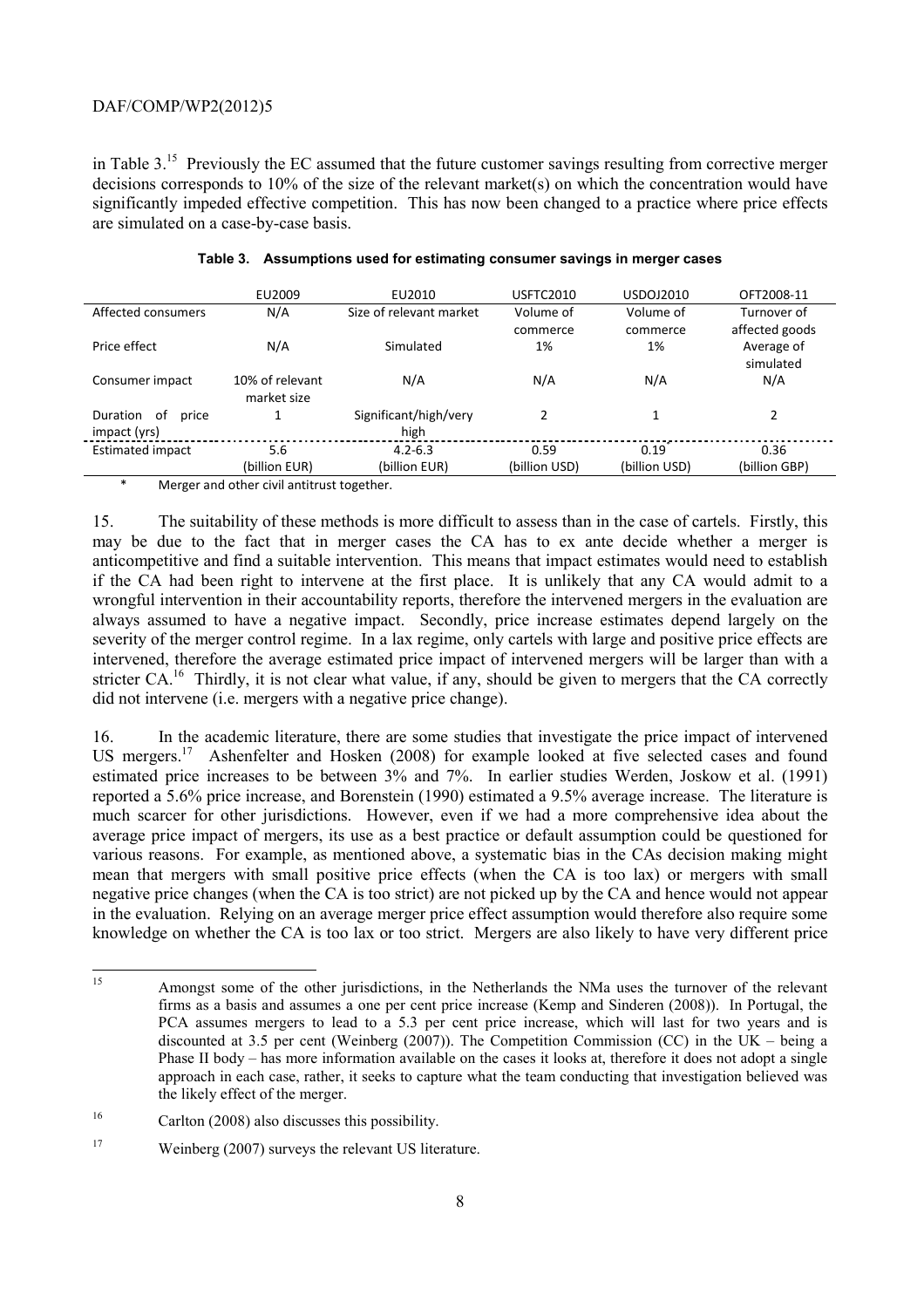in Table 3.[15] Previously the EC assumed that the future customer savings resulting from corrective merger decisions corresponds to 10% of the size of the relevant market(s) on which the concentration would have significantly impeded effective competition. This has now been changed to a practice where price effects are simulated on a case-by-case basis.

**Table 3. Assumptions used for estimating consumer savings in merger cases**

| | EU2009 | EU2010 | USFTC2010 | USDOJ2010 | OFT2008-11 |
|---|---|---|---|---|---|
| Affected consumers | N/A | Size of relevant market | Volume of commerce | Volume of commerce | Turnover of affected goods |
| Price effect | N/A | Simulated | 1% | 1% | Average of simulated |
| Consumer impact | 10% of relevant market size | N/A | N/A | N/A | N/A |
| Duration of price impact (yrs) | 1 | Significant/high/very high | 2 | 1 | 2 |
| Estimated impact | 5.6 (billion EUR) | 4.2-6.3 (billion EUR) | 0.59 (billion USD) | 0.19 (billion USD) | 0.36 (billion GBP) |

\* Merger and other civil antitrust together.

15. The suitability of these methods is more difficult to assess than in the case of cartels. Firstly, this may be due to the fact that in merger cases the CA has to ex ante decide whether a merger is anticompetitive and find a suitable intervention. This means that impact estimates would need to establish if the CA had been right to intervene at the first place. It is unlikely that any CA would admit to a wrongful intervention in their accountability reports, therefore the intervened mergers in the evaluation are always assumed to have a negative impact. Secondly, price increase estimates depend largely on the severity of the merger control regime. In a lax regime, only cartels with large and positive price effects are intervened, therefore the average estimated price impact of intervened mergers will be larger than with a stricter CA.[16] Thirdly, it is not clear what value, if any, should be given to mergers that the CA correctly did not intervene (i.e. mergers with a negative price change).

16. In the academic literature, there are some studies that investigate the price impact of intervened US mergers.[17] Ashenfelter and Hosken (2008) for example looked at five selected cases and found estimated price increases to be between 3% and 7%. In earlier studies Werden, Joskow et al. (1991) reported a 5.6% price increase, and Borenstein (1990) estimated a 9.5% average increase. The literature is much scarcer for other jurisdictions. However, even if we had a more comprehensive idea about the average price impact of mergers, its use as a best practice or default assumption could be questioned for various reasons. For example, as mentioned above, a systematic bias in the CAs decision making might mean that mergers with small positive price effects (when the CA is too lax) or mergers with small negative price changes (when the CA is too strict) are not picked up by the CA and hence would not appear in the evaluation. Relying on an average merger price effect assumption would therefore also require some knowledge on whether the CA is too lax or too strict. Mergers are also likely to have very different price

---

[15] Amongst some of the other jurisdictions, in the Netherlands the NMa uses the turnover of the relevant firms as a basis and assumes a one per cent price increase (Kemp and Sinderen (2008)). In Portugal, the PCA assumes mergers to lead to a 5.3 per cent price increase, which will last for two years and is discounted at 3.5 per cent (Weinberg (2007)). The Competition Commission (CC) in the UK – being a Phase II body – has more information available on the cases it looks at, therefore it does not adopt a single approach in each case, rather, it seeks to capture what the team conducting that investigation believed was the likely effect of the merger.

[16] Carlton (2008) also discusses this possibility.

[17] Weinberg (2007) surveys the relevant US literature.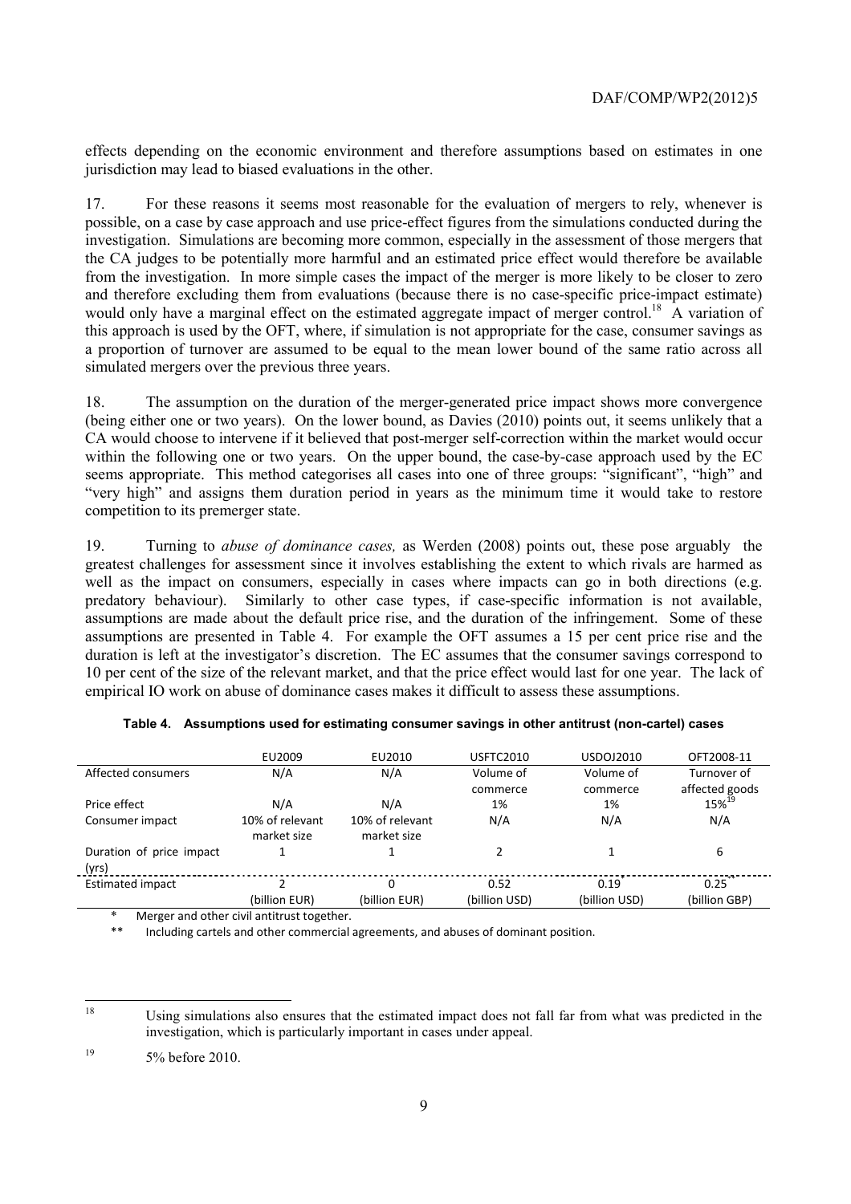effects depending on the economic environment and therefore assumptions based on estimates in one jurisdiction may lead to biased evaluations in the other.

17. For these reasons it seems most reasonable for the evaluation of mergers to rely, whenever is possible, on a case by case approach and use price-effect figures from the simulations conducted during the investigation. Simulations are becoming more common, especially in the assessment of those mergers that the CA judges to be potentially more harmful and an estimated price effect would therefore be available from the investigation. In more simple cases the impact of the merger is more likely to be closer to zero and therefore excluding them from evaluations (because there is no case-specific price-impact estimate) would only have a marginal effect on the estimated aggregate impact of merger control.[18] A variation of this approach is used by the OFT, where, if simulation is not appropriate for the case, consumer savings as a proportion of turnover are assumed to be equal to the mean lower bound of the same ratio across all simulated mergers over the previous three years.

18. The assumption on the duration of the merger-generated price impact shows more convergence (being either one or two years). On the lower bound, as Davies (2010) points out, it seems unlikely that a CA would choose to intervene if it believed that post-merger self-correction within the market would occur within the following one or two years. On the upper bound, the case-by-case approach used by the EC seems appropriate. This method categorises all cases into one of three groups: "significant", "high" and "very high" and assigns them duration period in years as the minimum time it would take to restore competition to its premerger state.

19. Turning to *abuse of dominance cases,* as Werden (2008) points out, these pose arguably the greatest challenges for assessment since it involves establishing the extent to which rivals are harmed as well as the impact on consumers, especially in cases where impacts can go in both directions (e.g. predatory behaviour). Similarly to other case types, if case-specific information is not available, assumptions are made about the default price rise, and the duration of the infringement. Some of these assumptions are presented in Table 4. For example the OFT assumes a 15 per cent price rise and the duration is left at the investigator's discretion. The EC assumes that the consumer savings correspond to 10 per cent of the size of the relevant market, and that the price effect would last for one year. The lack of empirical IO work on abuse of dominance cases makes it difficult to assess these assumptions.

**Table 4. Assumptions used for estimating consumer savings in other antitrust (non-cartel) cases**

| | EU2009 | EU2010 | USFTC2010 | USDOJ2010 | OFT2008-11 |
|---|---|---|---|---|---|
| Affected consumers | N/A | N/A | Volume of commerce | Volume of commerce | Turnover of affected goods |
| Price effect | N/A | N/A | 1% | 1% | 15%[19] |
| Consumer impact | 10% of relevant market size | 10% of relevant market size | N/A | N/A | N/A |
| Duration of price impact (yrs) | 1 | 1 | 2 | 1 | 6 |
| Estimated impact | 2 (billion EUR) | 0 (billion EUR) | 0.52 (billion USD) | 0.19* (billion USD) | 0.25** (billion GBP) |

\* Merger and other civil antitrust together.

\*\* Including cartels and other commercial agreements, and abuses of dominant position.

---

[18] Using simulations also ensures that the estimated impact does not fall far from what was predicted in the investigation, which is particularly important in cases under appeal.

[19] 5% before 2010.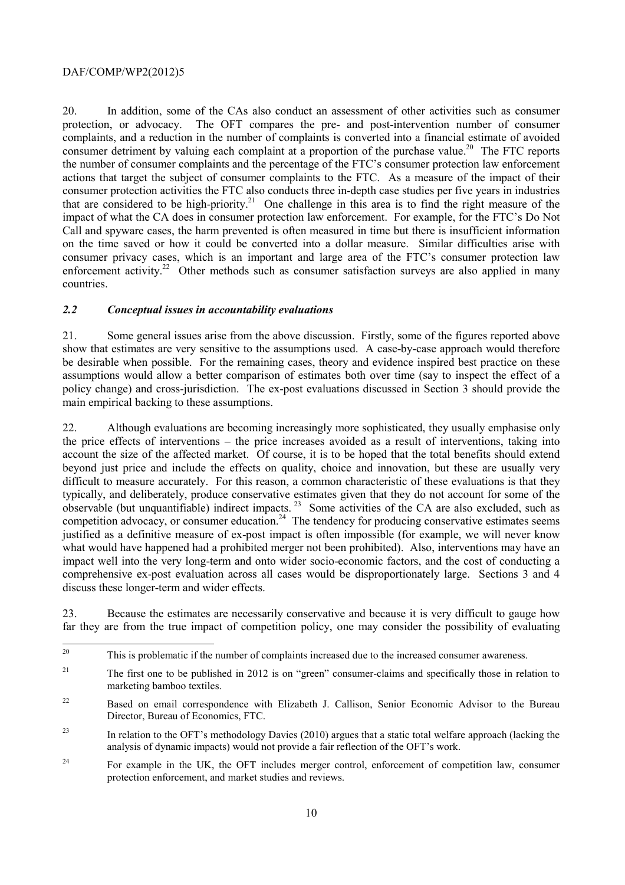20. In addition, some of the CAs also conduct an assessment of other activities such as consumer protection, or advocacy. The OFT compares the pre- and post-intervention number of consumer complaints, and a reduction in the number of complaints is converted into a financial estimate of avoided consumer detriment by valuing each complaint at a proportion of the purchase value.[20] The FTC reports the number of consumer complaints and the percentage of the FTC's consumer protection law enforcement actions that target the subject of consumer complaints to the FTC. As a measure of the impact of their consumer protection activities the FTC also conducts three in-depth case studies per five years in industries that are considered to be high-priority.[21] One challenge in this area is to find the right measure of the impact of what the CA does in consumer protection law enforcement. For example, for the FTC's Do Not Call and spyware cases, the harm prevented is often measured in time but there is insufficient information on the time saved or how it could be converted into a dollar measure. Similar difficulties arise with consumer privacy cases, which is an important and large area of the FTC's consumer protection law enforcement activity.[22] Other methods such as consumer satisfaction surveys are also applied in many countries.

### *2.2 Conceptual issues in accountability evaluations*

21. Some general issues arise from the above discussion. Firstly, some of the figures reported above show that estimates are very sensitive to the assumptions used. A case-by-case approach would therefore be desirable when possible. For the remaining cases, theory and evidence inspired best practice on these assumptions would allow a better comparison of estimates both over time (say to inspect the effect of a policy change) and cross-jurisdiction. The ex-post evaluations discussed in Section 3 should provide the main empirical backing to these assumptions.

22. Although evaluations are becoming increasingly more sophisticated, they usually emphasise only the price effects of interventions – the price increases avoided as a result of interventions, taking into account the size of the affected market. Of course, it is to be hoped that the total benefits should extend beyond just price and include the effects on quality, choice and innovation, but these are usually very difficult to measure accurately. For this reason, a common characteristic of these evaluations is that they typically, and deliberately, produce conservative estimates given that they do not account for some of the observable (but unquantifiable) indirect impacts.[23] Some activities of the CA are also excluded, such as competition advocacy, or consumer education.[24] The tendency for producing conservative estimates seems justified as a definitive measure of ex-post impact is often impossible (for example, we will never know what would have happened had a prohibited merger not been prohibited). Also, interventions may have an impact well into the very long-term and onto wider socio-economic factors, and the cost of conducting a comprehensive ex-post evaluation across all cases would be disproportionately large. Sections 3 and 4 discuss these longer-term and wider effects.

23. Because the estimates are necessarily conservative and because it is very difficult to gauge how far they are from the true impact of competition policy, one may consider the possibility of evaluating

---

[20] This is problematic if the number of complaints increased due to the increased consumer awareness.

[21] The first one to be published in 2012 is on "green" consumer-claims and specifically those in relation to marketing bamboo textiles.

[22] Based on email correspondence with Elizabeth J. Callison, Senior Economic Advisor to the Bureau Director, Bureau of Economics, FTC.

[23] In relation to the OFT's methodology Davies (2010) argues that a static total welfare approach (lacking the analysis of dynamic impacts) would not provide a fair reflection of the OFT's work.

[24] For example in the UK, the OFT includes merger control, enforcement of competition law, consumer protection enforcement, and market studies and reviews.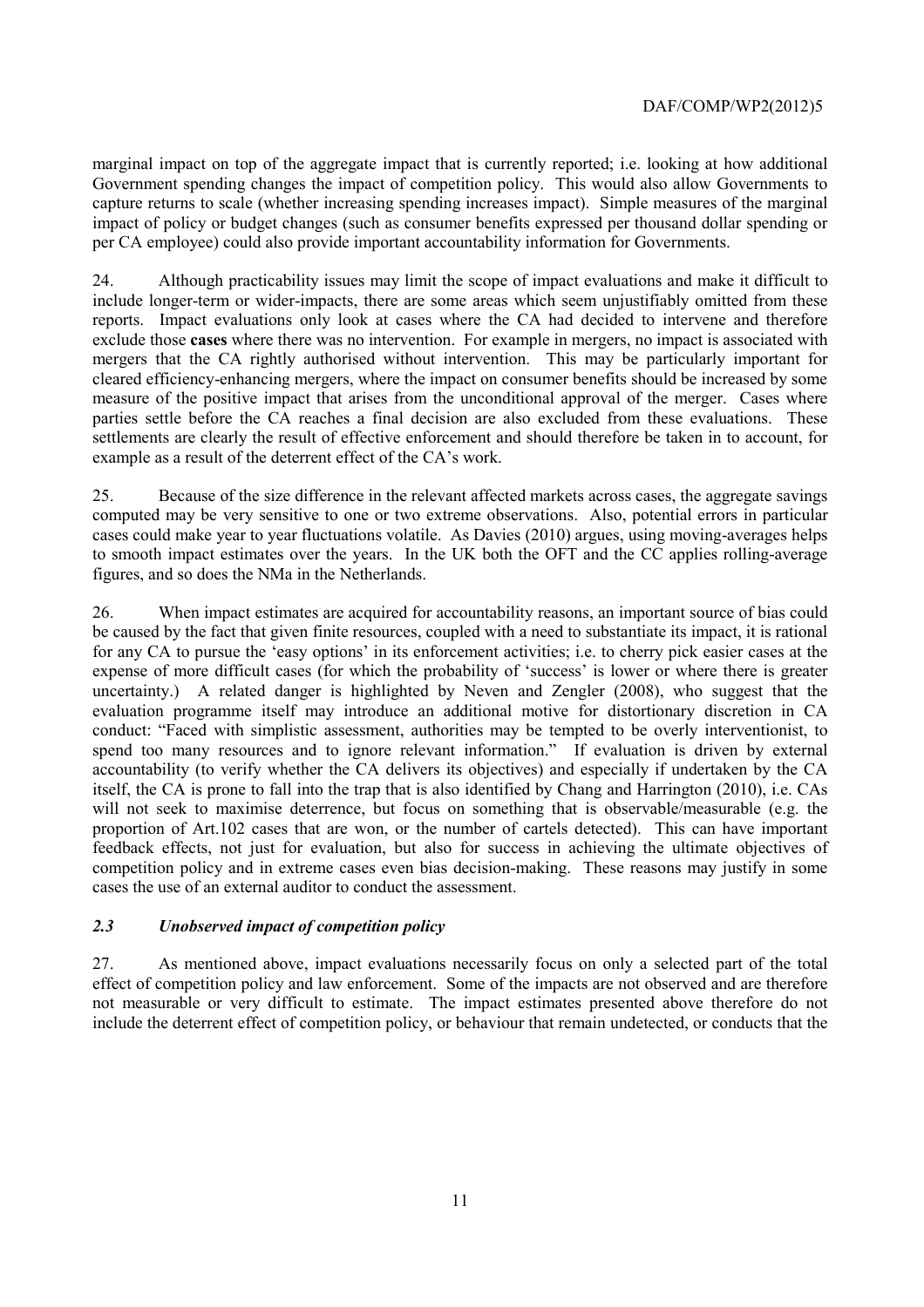marginal impact on top of the aggregate impact that is currently reported; i.e. looking at how additional Government spending changes the impact of competition policy. This would also allow Governments to capture returns to scale (whether increasing spending increases impact). Simple measures of the marginal impact of policy or budget changes (such as consumer benefits expressed per thousand dollar spending or per CA employee) could also provide important accountability information for Governments.

24. Although practicability issues may limit the scope of impact evaluations and make it difficult to include longer-term or wider-impacts, there are some areas which seem unjustifiably omitted from these reports. Impact evaluations only look at cases where the CA had decided to intervene and therefore exclude those **cases** where there was no intervention. For example in mergers, no impact is associated with mergers that the CA rightly authorised without intervention. This may be particularly important for cleared efficiency-enhancing mergers, where the impact on consumer benefits should be increased by some measure of the positive impact that arises from the unconditional approval of the merger. Cases where parties settle before the CA reaches a final decision are also excluded from these evaluations. These settlements are clearly the result of effective enforcement and should therefore be taken in to account, for example as a result of the deterrent effect of the CA's work.

25. Because of the size difference in the relevant affected markets across cases, the aggregate savings computed may be very sensitive to one or two extreme observations. Also, potential errors in particular cases could make year to year fluctuations volatile. As Davies (2010) argues, using moving-averages helps to smooth impact estimates over the years. In the UK both the OFT and the CC applies rolling-average figures, and so does the NMa in the Netherlands.

26. When impact estimates are acquired for accountability reasons, an important source of bias could be caused by the fact that given finite resources, coupled with a need to substantiate its impact, it is rational for any CA to pursue the 'easy options' in its enforcement activities; i.e. to cherry pick easier cases at the expense of more difficult cases (for which the probability of 'success' is lower or where there is greater uncertainty.) A related danger is highlighted by Neven and Zengler (2008), who suggest that the evaluation programme itself may introduce an additional motive for distortionary discretion in CA conduct: "Faced with simplistic assessment, authorities may be tempted to be overly interventionist, to spend too many resources and to ignore relevant information." If evaluation is driven by external accountability (to verify whether the CA delivers its objectives) and especially if undertaken by the CA itself, the CA is prone to fall into the trap that is also identified by Chang and Harrington (2010), i.e. CAs will not seek to maximise deterrence, but focus on something that is observable/measurable (e.g. the proportion of Art.102 cases that are won, or the number of cartels detected). This can have important feedback effects, not just for evaluation, but also for success in achieving the ultimate objectives of competition policy and in extreme cases even bias decision-making. These reasons may justify in some cases the use of an external auditor to conduct the assessment.

### *2.3 Unobserved impact of competition policy*

27. As mentioned above, impact evaluations necessarily focus on only a selected part of the total effect of competition policy and law enforcement. Some of the impacts are not observed and are therefore not measurable or very difficult to estimate. The impact estimates presented above therefore do not include the deterrent effect of competition policy, or behaviour that remain undetected, or conducts that the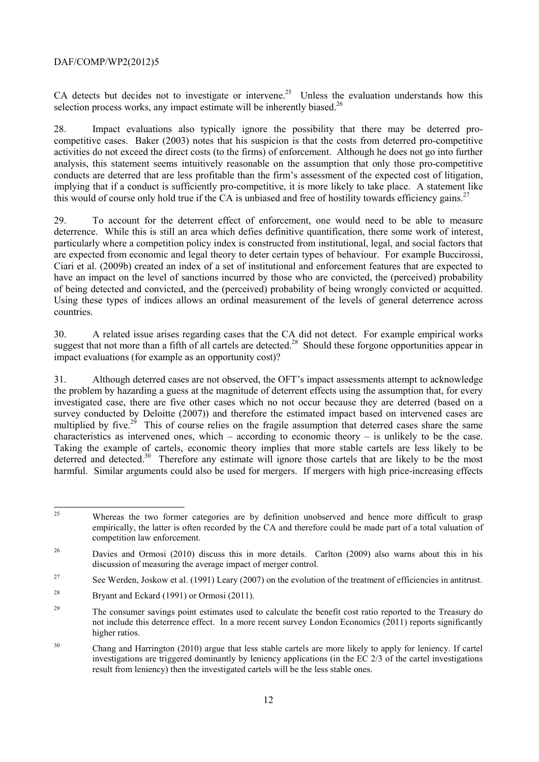CA detects but decides not to investigate or intervene.[25] Unless the evaluation understands how this selection process works, any impact estimate will be inherently biased.[26]

28. Impact evaluations also typically ignore the possibility that there may be deterred pro-competitive cases. Baker (2003) notes that his suspicion is that the costs from deterred pro-competitive activities do not exceed the direct costs (to the firms) of enforcement. Although he does not go into further analysis, this statement seems intuitively reasonable on the assumption that only those pro-competitive conducts are deterred that are less profitable than the firm's assessment of the expected cost of litigation, implying that if a conduct is sufficiently pro-competitive, it is more likely to take place. A statement like this would of course only hold true if the CA is unbiased and free of hostility towards efficiency gains.[27]

29. To account for the deterrent effect of enforcement, one would need to be able to measure deterrence. While this is still an area which defies definitive quantification, there some work of interest, particularly where a competition policy index is constructed from institutional, legal, and social factors that are expected from economic and legal theory to deter certain types of behaviour. For example Buccirossi, Ciari et al. (2009b) created an index of a set of institutional and enforcement features that are expected to have an impact on the level of sanctions incurred by those who are convicted, the (perceived) probability of being detected and convicted, and the (perceived) probability of being wrongly convicted or acquitted. Using these types of indices allows an ordinal measurement of the levels of general deterrence across countries.

30. A related issue arises regarding cases that the CA did not detect. For example empirical works suggest that not more than a fifth of all cartels are detected.[28] Should these forgone opportunities appear in impact evaluations (for example as an opportunity cost)?

31. Although deterred cases are not observed, the OFT's impact assessments attempt to acknowledge the problem by hazarding a guess at the magnitude of deterrent effects using the assumption that, for every investigated case, there are five other cases which no not occur because they are deterred (based on a survey conducted by Deloitte (2007)) and therefore the estimated impact based on intervened cases are multiplied by five.[29] This of course relies on the fragile assumption that deterred cases share the same characteristics as intervened ones, which – according to economic theory – is unlikely to be the case. Taking the example of cartels, economic theory implies that more stable cartels are less likely to be deterred and detected.[30] Therefore any estimate will ignore those cartels that are likely to be the most harmful. Similar arguments could also be used for mergers. If mergers with high price-increasing effects

---

[25] Whereas the two former categories are by definition unobserved and hence more difficult to grasp empirically, the latter is often recorded by the CA and therefore could be made part of a total valuation of competition law enforcement.

[26] Davies and Ormosi (2010) discuss this in more details. Carlton (2009) also warns about this in his discussion of measuring the average impact of merger control.

[27] See Werden, Joskow et al. (1991) Leary (2007) on the evolution of the treatment of efficiencies in antitrust.

[28] Bryant and Eckard (1991) or Ormosi (2011).

[29] The consumer savings point estimates used to calculate the benefit cost ratio reported to the Treasury do not include this deterrence effect. In a more recent survey London Economics (2011) reports significantly higher ratios.

[30] Chang and Harrington (2010) argue that less stable cartels are more likely to apply for leniency. If cartel investigations are triggered dominantly by leniency applications (in the EC 2/3 of the cartel investigations result from leniency) then the investigated cartels will be the less stable ones.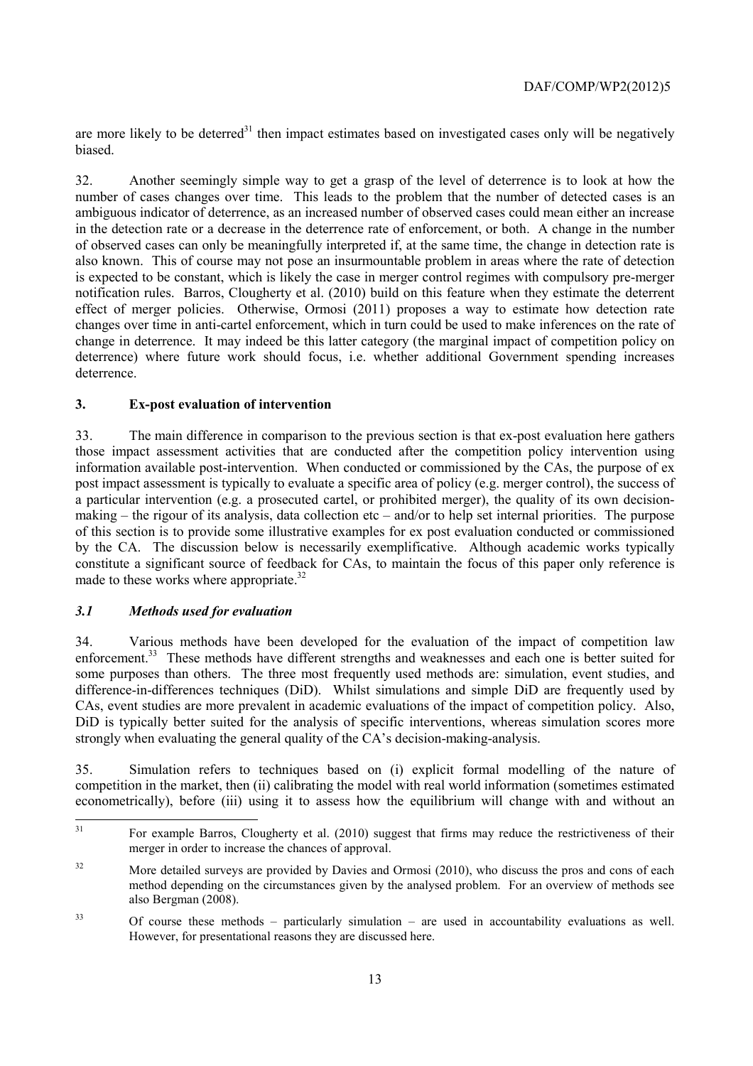are more likely to be deterred[31] then impact estimates based on investigated cases only will be negatively biased.

32. Another seemingly simple way to get a grasp of the level of deterrence is to look at how the number of cases changes over time. This leads to the problem that the number of detected cases is an ambiguous indicator of deterrence, as an increased number of observed cases could mean either an increase in the detection rate or a decrease in the deterrence rate of enforcement, or both. A change in the number of observed cases can only be meaningfully interpreted if, at the same time, the change in detection rate is also known. This of course may not pose an insurmountable problem in areas where the rate of detection is expected to be constant, which is likely the case in merger control regimes with compulsory pre-merger notification rules. Barros, Clougherty et al. (2010) build on this feature when they estimate the deterrent effect of merger policies. Otherwise, Ormosi (2011) proposes a way to estimate how detection rate changes over time in anti-cartel enforcement, which in turn could be used to make inferences on the rate of change in deterrence. It may indeed be this latter category (the marginal impact of competition policy on deterrence) where future work should focus, i.e. whether additional Government spending increases deterrence.

## 3. Ex-post evaluation of intervention

33. The main difference in comparison to the previous section is that ex-post evaluation here gathers those impact assessment activities that are conducted after the competition policy intervention using information available post-intervention. When conducted or commissioned by the CAs, the purpose of ex post impact assessment is typically to evaluate a specific area of policy (e.g. merger control), the success of a particular intervention (e.g. a prosecuted cartel, or prohibited merger), the quality of its own decision-making – the rigour of its analysis, data collection etc – and/or to help set internal priorities. The purpose of this section is to provide some illustrative examples for ex post evaluation conducted or commissioned by the CA. The discussion below is necessarily exemplificative. Although academic works typically constitute a significant source of feedback for CAs, to maintain the focus of this paper only reference is made to these works where appropriate.[32]

### *3.1 Methods used for evaluation*

34. Various methods have been developed for the evaluation of the impact of competition law enforcement.[33] These methods have different strengths and weaknesses and each one is better suited for some purposes than others. The three most frequently used methods are: simulation, event studies, and difference-in-differences techniques (DiD). Whilst simulations and simple DiD are frequently used by CAs, event studies are more prevalent in academic evaluations of the impact of competition policy. Also, DiD is typically better suited for the analysis of specific interventions, whereas simulation scores more strongly when evaluating the general quality of the CA's decision-making-analysis.

35. Simulation refers to techniques based on (i) explicit formal modelling of the nature of competition in the market, then (ii) calibrating the model with real world information (sometimes estimated econometrically), before (iii) using it to assess how the equilibrium will change with and without an

---

[31] For example Barros, Clougherty et al. (2010) suggest that firms may reduce the restrictiveness of their merger in order to increase the chances of approval.

[32] More detailed surveys are provided by Davies and Ormosi (2010), who discuss the pros and cons of each method depending on the circumstances given by the analysed problem. For an overview of methods see also Bergman (2008).

[33] Of course these methods – particularly simulation – are used in accountability evaluations as well. However, for presentational reasons they are discussed here.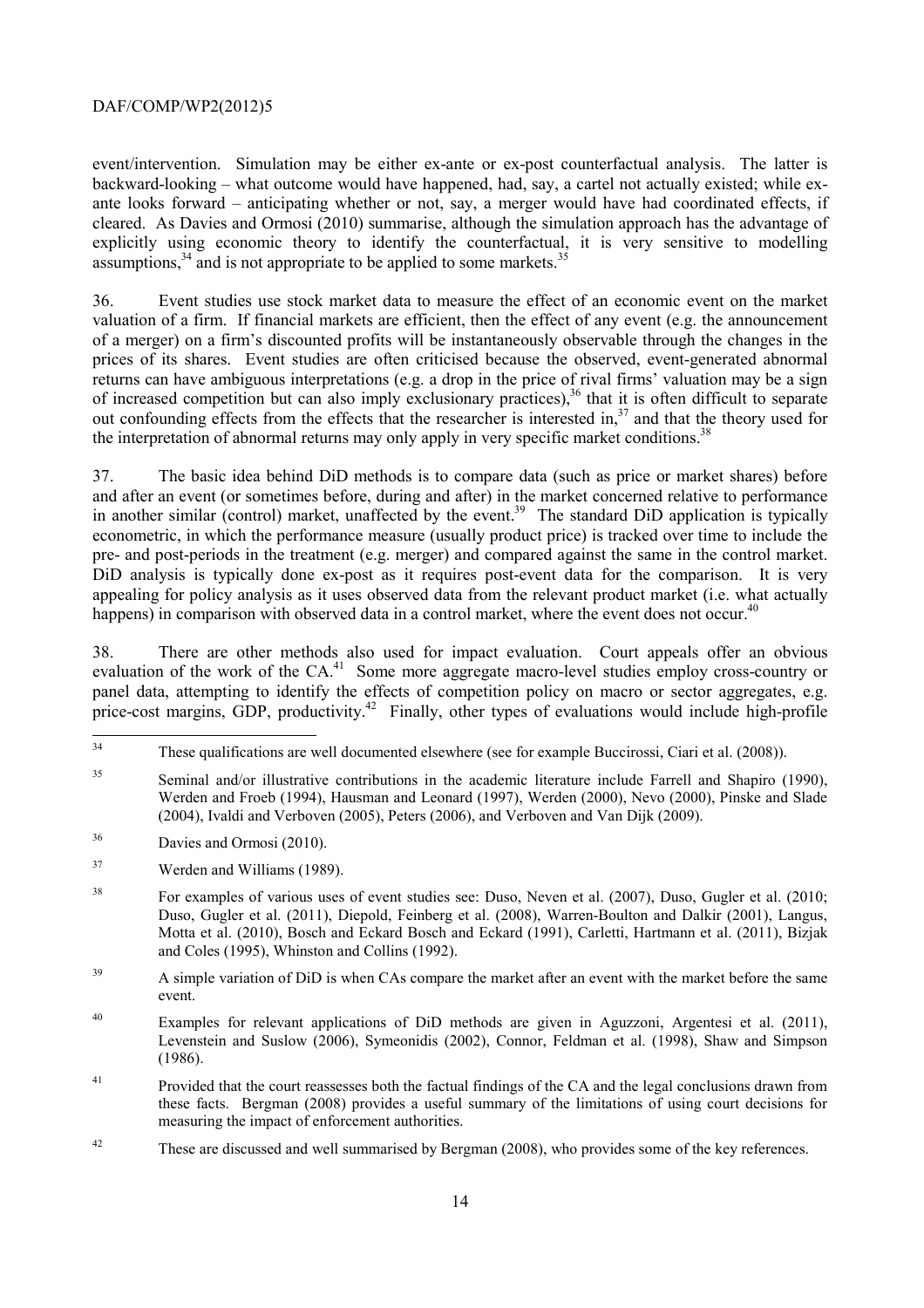event/intervention. Simulation may be either ex-ante or ex-post counterfactual analysis. The latter is backward-looking – what outcome would have happened, had, say, a cartel not actually existed; while ex-ante looks forward – anticipating whether or not, say, a merger would have had coordinated effects, if cleared. As Davies and Ormosi (2010) summarise, although the simulation approach has the advantage of explicitly using economic theory to identify the counterfactual, it is very sensitive to modelling assumptions,[34] and is not appropriate to be applied to some markets.[35]

36. Event studies use stock market data to measure the effect of an economic event on the market valuation of a firm. If financial markets are efficient, then the effect of any event (e.g. the announcement of a merger) on a firm's discounted profits will be instantaneously observable through the changes in the prices of its shares. Event studies are often criticised because the observed, event-generated abnormal returns can have ambiguous interpretations (e.g. a drop in the price of rival firms' valuation may be a sign of increased competition but can also imply exclusionary practices),[36] that it is often difficult to separate out confounding effects from the effects that the researcher is interested in,[37] and that the theory used for the interpretation of abnormal returns may only apply in very specific market conditions.[38]

37. The basic idea behind DiD methods is to compare data (such as price or market shares) before and after an event (or sometimes before, during and after) in the market concerned relative to performance in another similar (control) market, unaffected by the event.[39] The standard DiD application is typically econometric, in which the performance measure (usually product price) is tracked over time to include the pre- and post-periods in the treatment (e.g. merger) and compared against the same in the control market. DiD analysis is typically done ex-post as it requires post-event data for the comparison. It is very appealing for policy analysis as it uses observed data from the relevant product market (i.e. what actually happens) in comparison with observed data in a control market, where the event does not occur.[40]

38. There are other methods also used for impact evaluation. Court appeals offer an obvious evaluation of the work of the CA.[41] Some more aggregate macro-level studies employ cross-country or panel data, attempting to identify the effects of competition policy on macro or sector aggregates, e.g. price-cost margins, GDP, productivity.[42] Finally, other types of evaluations would include high-profile

---

[34] These qualifications are well documented elsewhere (see for example Buccirossi, Ciari et al. (2008)).

[35] Seminal and/or illustrative contributions in the academic literature include Farrell and Shapiro (1990), Werden and Froeb (1994), Hausman and Leonard (1997), Werden (2000), Nevo (2000), Pinske and Slade (2004), Ivaldi and Verboven (2005), Peters (2006), and Verboven and Van Dijk (2009).

[36] Davies and Ormosi (2010).

[37] Werden and Williams (1989).

[38] For examples of various uses of event studies see: Duso, Neven et al. (2007), Duso, Gugler et al. (2010; Duso, Gugler et al. (2011), Diepold, Feinberg et al. (2008), Warren-Boulton and Dalkir (2001), Langus, Motta et al. (2010), Bosch and Eckard Bosch and Eckard (1991), Carletti, Hartmann et al. (2011), Bizjak and Coles (1995), Whinston and Collins (1992).

[39] A simple variation of DiD is when CAs compare the market after an event with the market before the same event.

[40] Examples for relevant applications of DiD methods are given in Aguzzoni, Argentesi et al. (2011), Levenstein and Suslow (2006), Symeonidis (2002), Connor, Feldman et al. (1998), Shaw and Simpson (1986).

[41] Provided that the court reassesses both the factual findings of the CA and the legal conclusions drawn from these facts. Bergman (2008) provides a useful summary of the limitations of using court decisions for measuring the impact of enforcement authorities.

[42] These are discussed and well summarised by Bergman (2008), who provides some of the key references.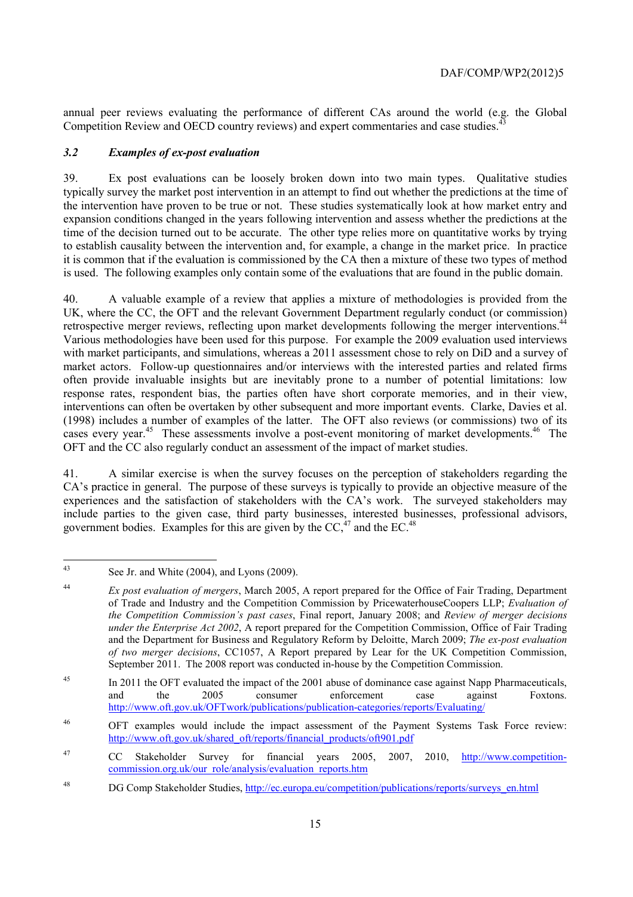annual peer reviews evaluating the performance of different CAs around the world (e.g. the Global Competition Review and OECD country reviews) and expert commentaries and case studies.[43]

### *3.2 Examples of ex-post evaluation*

39. Ex post evaluations can be loosely broken down into two main types. Qualitative studies typically survey the market post intervention in an attempt to find out whether the predictions at the time of the intervention have proven to be true or not. These studies systematically look at how market entry and expansion conditions changed in the years following intervention and assess whether the predictions at the time of the decision turned out to be accurate. The other type relies more on quantitative works by trying to establish causality between the intervention and, for example, a change in the market price. In practice it is common that if the evaluation is commissioned by the CA then a mixture of these two types of method is used. The following examples only contain some of the evaluations that are found in the public domain.

40. A valuable example of a review that applies a mixture of methodologies is provided from the UK, where the CC, the OFT and the relevant Government Department regularly conduct (or commission) retrospective merger reviews, reflecting upon market developments following the merger interventions.[44] Various methodologies have been used for this purpose. For example the 2009 evaluation used interviews with market participants, and simulations, whereas a 2011 assessment chose to rely on DiD and a survey of market actors. Follow-up questionnaires and/or interviews with the interested parties and related firms often provide invaluable insights but are inevitably prone to a number of potential limitations: low response rates, respondent bias, the parties often have short corporate memories, and in their view, interventions can often be overtaken by other subsequent and more important events. Clarke, Davies et al. (1998) includes a number of examples of the latter. The OFT also reviews (or commissions) two of its cases every year.[45] These assessments involve a post-event monitoring of market developments.[46] The OFT and the CC also regularly conduct an assessment of the impact of market studies.

41. A similar exercise is when the survey focuses on the perception of stakeholders regarding the CA's practice in general. The purpose of these surveys is typically to provide an objective measure of the experiences and the satisfaction of stakeholders with the CA's work. The surveyed stakeholders may include parties to the given case, third party businesses, interested businesses, professional advisors, government bodies. Examples for this are given by the CC,[47] and the EC.[48]

---

[43] See Jr. and White (2004), and Lyons (2009).

[44] *Ex post evaluation of mergers*, March 2005, A report prepared for the Office of Fair Trading, Department of Trade and Industry and the Competition Commission by PricewaterhouseCoopers LLP; *Evaluation of the Competition Commission's past cases*, Final report, January 2008; and *Review of merger decisions under the Enterprise Act 2002*, A report prepared for the Competition Commission, Office of Fair Trading and the Department for Business and Regulatory Reform by Deloitte, March 2009; *The ex-post evaluation of two merger decisions*, CC1057, A Report prepared by Lear for the UK Competition Commission, September 2011. The 2008 report was conducted in-house by the Competition Commission.

[45] In 2011 the OFT evaluated the impact of the 2001 abuse of dominance case against Napp Pharmaceuticals, and the 2005 consumer enforcement case against Foxtons. http://www.oft.gov.uk/OFTwork/publications/publication-categories/reports/Evaluating/

[46] OFT examples would include the impact assessment of the Payment Systems Task Force review: http://www.oft.gov.uk/shared_oft/reports/financial_products/oft901.pdf

[47] CC Stakeholder Survey for financial years 2005, 2007, 2010, http://www.competition-commission.org.uk/our_role/analysis/evaluation_reports.htm

[48] DG Comp Stakeholder Studies, http://ec.europa.eu/competition/publications/reports/surveys_en.html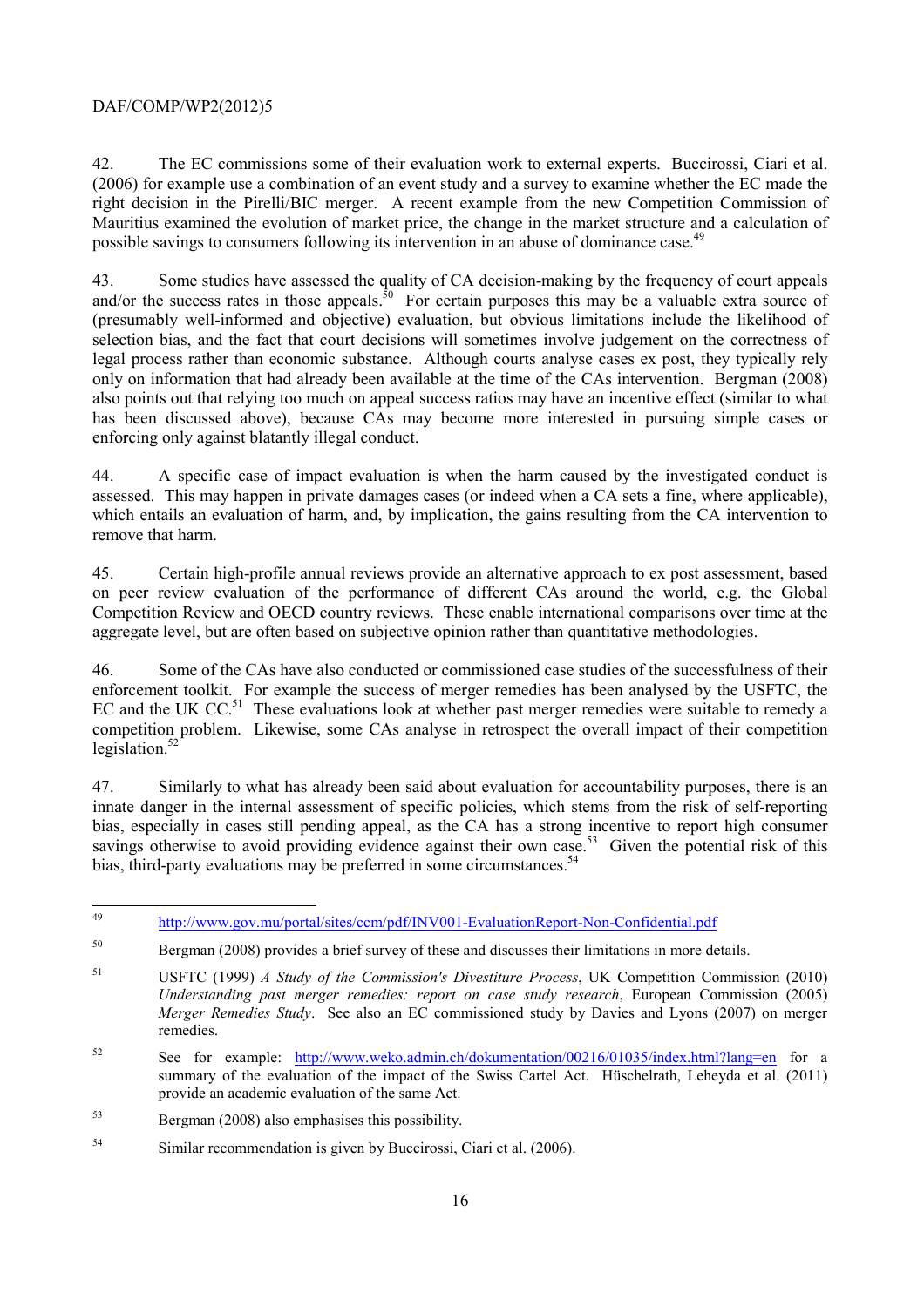42. The EC commissions some of their evaluation work to external experts. Buccirossi, Ciari et al. (2006) for example use a combination of an event study and a survey to examine whether the EC made the right decision in the Pirelli/BIC merger. A recent example from the new Competition Commission of Mauritius examined the evolution of market price, the change in the market structure and a calculation of possible savings to consumers following its intervention in an abuse of dominance case.[49]

43. Some studies have assessed the quality of CA decision-making by the frequency of court appeals and/or the success rates in those appeals.[50] For certain purposes this may be a valuable extra source of (presumably well-informed and objective) evaluation, but obvious limitations include the likelihood of selection bias, and the fact that court decisions will sometimes involve judgement on the correctness of legal process rather than economic substance. Although courts analyse cases ex post, they typically rely only on information that had already been available at the time of the CAs intervention. Bergman (2008) also points out that relying too much on appeal success ratios may have an incentive effect (similar to what has been discussed above), because CAs may become more interested in pursuing simple cases or enforcing only against blatantly illegal conduct.

44. A specific case of impact evaluation is when the harm caused by the investigated conduct is assessed. This may happen in private damages cases (or indeed when a CA sets a fine, where applicable), which entails an evaluation of harm, and, by implication, the gains resulting from the CA intervention to remove that harm.

45. Certain high-profile annual reviews provide an alternative approach to ex post assessment, based on peer review evaluation of the performance of different CAs around the world, e.g. the Global Competition Review and OECD country reviews. These enable international comparisons over time at the aggregate level, but are often based on subjective opinion rather than quantitative methodologies.

46. Some of the CAs have also conducted or commissioned case studies of the successfulness of their enforcement toolkit. For example the success of merger remedies has been analysed by the USFTC, the EC and the UK CC.[51] These evaluations look at whether past merger remedies were suitable to remedy a competition problem. Likewise, some CAs analyse in retrospect the overall impact of their competition legislation.[52]

47. Similarly to what has already been said about evaluation for accountability purposes, there is an innate danger in the internal assessment of specific policies, which stems from the risk of self-reporting bias, especially in cases still pending appeal, as the CA has a strong incentive to report high consumer savings otherwise to avoid providing evidence against their own case.[53] Given the potential risk of this bias, third-party evaluations may be preferred in some circumstances.[54]

---

[49] http://www.gov.mu/portal/sites/ccm/pdf/INV001-EvaluationReport-Non-Confidential.pdf

[50] Bergman (2008) provides a brief survey of these and discusses their limitations in more details.

[51] USFTC (1999) *A Study of the Commission's Divestiture Process*, UK Competition Commission (2010) *Understanding past merger remedies: report on case study research*, European Commission (2005) *Merger Remedies Study*. See also an EC commissioned study by Davies and Lyons (2007) on merger remedies.

[52] See for example: http://www.weko.admin.ch/dokumentation/00216/01035/index.html?lang=en for a summary of the evaluation of the impact of the Swiss Cartel Act. Hüschelrath, Leheyda et al. (2011) provide an academic evaluation of the same Act.

[53] Bergman (2008) also emphasises this possibility.

[54] Similar recommendation is given by Buccirossi, Ciari et al. (2006).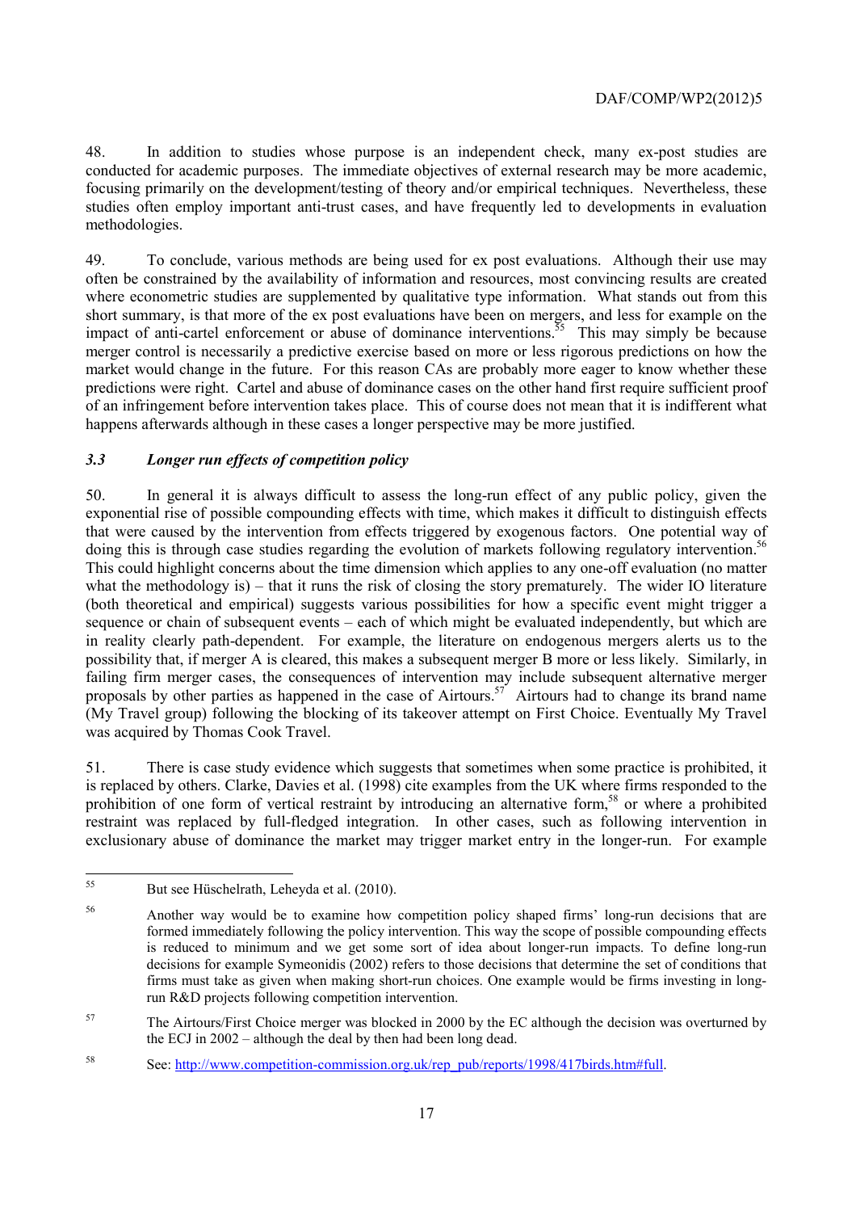48. In addition to studies whose purpose is an independent check, many ex-post studies are conducted for academic purposes. The immediate objectives of external research may be more academic, focusing primarily on the development/testing of theory and/or empirical techniques. Nevertheless, these studies often employ important anti-trust cases, and have frequently led to developments in evaluation methodologies.

49. To conclude, various methods are being used for ex post evaluations. Although their use may often be constrained by the availability of information and resources, most convincing results are created where econometric studies are supplemented by qualitative type information. What stands out from this short summary, is that more of the ex post evaluations have been on mergers, and less for example on the impact of anti-cartel enforcement or abuse of dominance interventions.[55] This may simply be because merger control is necessarily a predictive exercise based on more or less rigorous predictions on how the market would change in the future. For this reason CAs are probably more eager to know whether these predictions were right. Cartel and abuse of dominance cases on the other hand first require sufficient proof of an infringement before intervention takes place. This of course does not mean that it is indifferent what happens afterwards although in these cases a longer perspective may be more justified.

### *3.3 Longer run effects of competition policy*

50. In general it is always difficult to assess the long-run effect of any public policy, given the exponential rise of possible compounding effects with time, which makes it difficult to distinguish effects that were caused by the intervention from effects triggered by exogenous factors. One potential way of doing this is through case studies regarding the evolution of markets following regulatory intervention.[56] This could highlight concerns about the time dimension which applies to any one-off evaluation (no matter what the methodology is) – that it runs the risk of closing the story prematurely. The wider IO literature (both theoretical and empirical) suggests various possibilities for how a specific event might trigger a sequence or chain of subsequent events – each of which might be evaluated independently, but which are in reality clearly path-dependent. For example, the literature on endogenous mergers alerts us to the possibility that, if merger A is cleared, this makes a subsequent merger B more or less likely. Similarly, in failing firm merger cases, the consequences of intervention may include subsequent alternative merger proposals by other parties as happened in the case of Airtours.[57] Airtours had to change its brand name (My Travel group) following the blocking of its takeover attempt on First Choice. Eventually My Travel was acquired by Thomas Cook Travel.

51. There is case study evidence which suggests that sometimes when some practice is prohibited, it is replaced by others. Clarke, Davies et al. (1998) cite examples from the UK where firms responded to the prohibition of one form of vertical restraint by introducing an alternative form,[58] or where a prohibited restraint was replaced by full-fledged integration. In other cases, such as following intervention in exclusionary abuse of dominance the market may trigger market entry in the longer-run. For example

---

[55] But see Hüschelrath, Leheyda et al. (2010).

[56] Another way would be to examine how competition policy shaped firms' long-run decisions that are formed immediately following the policy intervention. This way the scope of possible compounding effects is reduced to minimum and we get some sort of idea about longer-run impacts. To define long-run decisions for example Symeonidis (2002) refers to those decisions that determine the set of conditions that firms must take as given when making short-run choices. One example would be firms investing in long-run R&D projects following competition intervention.

[57] The Airtours/First Choice merger was blocked in 2000 by the EC although the decision was overturned by the ECJ in 2002 – although the deal by then had been long dead.

[58] See: http://www.competition-commission.org.uk/rep_pub/reports/1998/417birds.htm#full.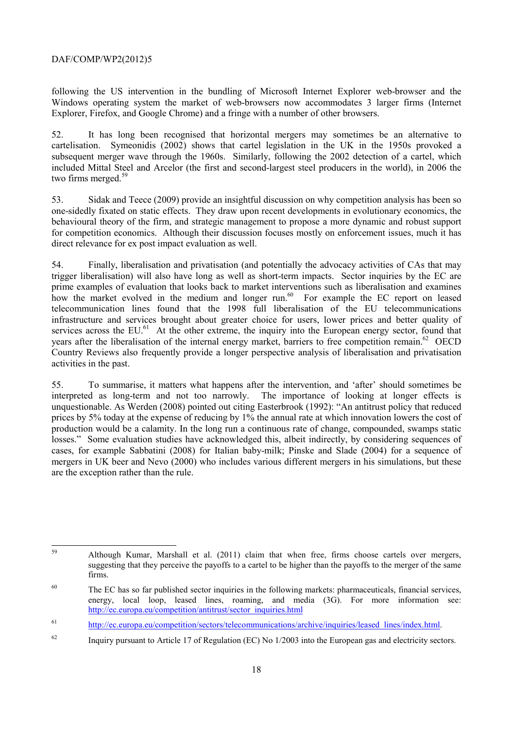following the US intervention in the bundling of Microsoft Internet Explorer web-browser and the Windows operating system the market of web-browsers now accommodates 3 larger firms (Internet Explorer, Firefox, and Google Chrome) and a fringe with a number of other browsers.

52. It has long been recognised that horizontal mergers may sometimes be an alternative to cartelisation. Symeonidis (2002) shows that cartel legislation in the UK in the 1950s provoked a subsequent merger wave through the 1960s. Similarly, following the 2002 detection of a cartel, which included Mittal Steel and Arcelor (the first and second-largest steel producers in the world), in 2006 the two firms merged.[59]

53. Sidak and Teece (2009) provide an insightful discussion on why competition analysis has been so one-sidedly fixated on static effects. They draw upon recent developments in evolutionary economics, the behavioural theory of the firm, and strategic management to propose a more dynamic and robust support for competition economics. Although their discussion focuses mostly on enforcement issues, much it has direct relevance for ex post impact evaluation as well.

54. Finally, liberalisation and privatisation (and potentially the advocacy activities of CAs that may trigger liberalisation) will also have long as well as short-term impacts. Sector inquiries by the EC are prime examples of evaluation that looks back to market interventions such as liberalisation and examines how the market evolved in the medium and longer run.[60] For example the EC report on leased telecommunication lines found that the 1998 full liberalisation of the EU telecommunications infrastructure and services brought about greater choice for users, lower prices and better quality of services across the EU.[61] At the other extreme, the inquiry into the European energy sector, found that years after the liberalisation of the internal energy market, barriers to free competition remain.[62] OECD Country Reviews also frequently provide a longer perspective analysis of liberalisation and privatisation activities in the past.

55. To summarise, it matters what happens after the intervention, and 'after' should sometimes be interpreted as long-term and not too narrowly. The importance of looking at longer effects is unquestionable. As Werden (2008) pointed out citing Easterbrook (1992): "An antitrust policy that reduced prices by 5% today at the expense of reducing by 1% the annual rate at which innovation lowers the cost of production would be a calamity. In the long run a continuous rate of change, compounded, swamps static losses." Some evaluation studies have acknowledged this, albeit indirectly, by considering sequences of cases, for example Sabbatini (2008) for Italian baby-milk; Pinske and Slade (2004) for a sequence of mergers in UK beer and Nevo (2000) who includes various different mergers in his simulations, but these are the exception rather than the rule.

---

[59] Although Kumar, Marshall et al. (2011) claim that when free, firms choose cartels over mergers, suggesting that they perceive the payoffs to a cartel to be higher than the payoffs to the merger of the same firms.

[60] The EC has so far published sector inquiries in the following markets: pharmaceuticals, financial services, energy, local loop, leased lines, roaming, and media (3G). For more information see: http://ec.europa.eu/competition/antitrust/sector_inquiries.html

[61] http://ec.europa.eu/competition/sectors/telecommunications/archive/inquiries/leased_lines/index.html.

[62] Inquiry pursuant to Article 17 of Regulation (EC) No 1/2003 into the European gas and electricity sectors.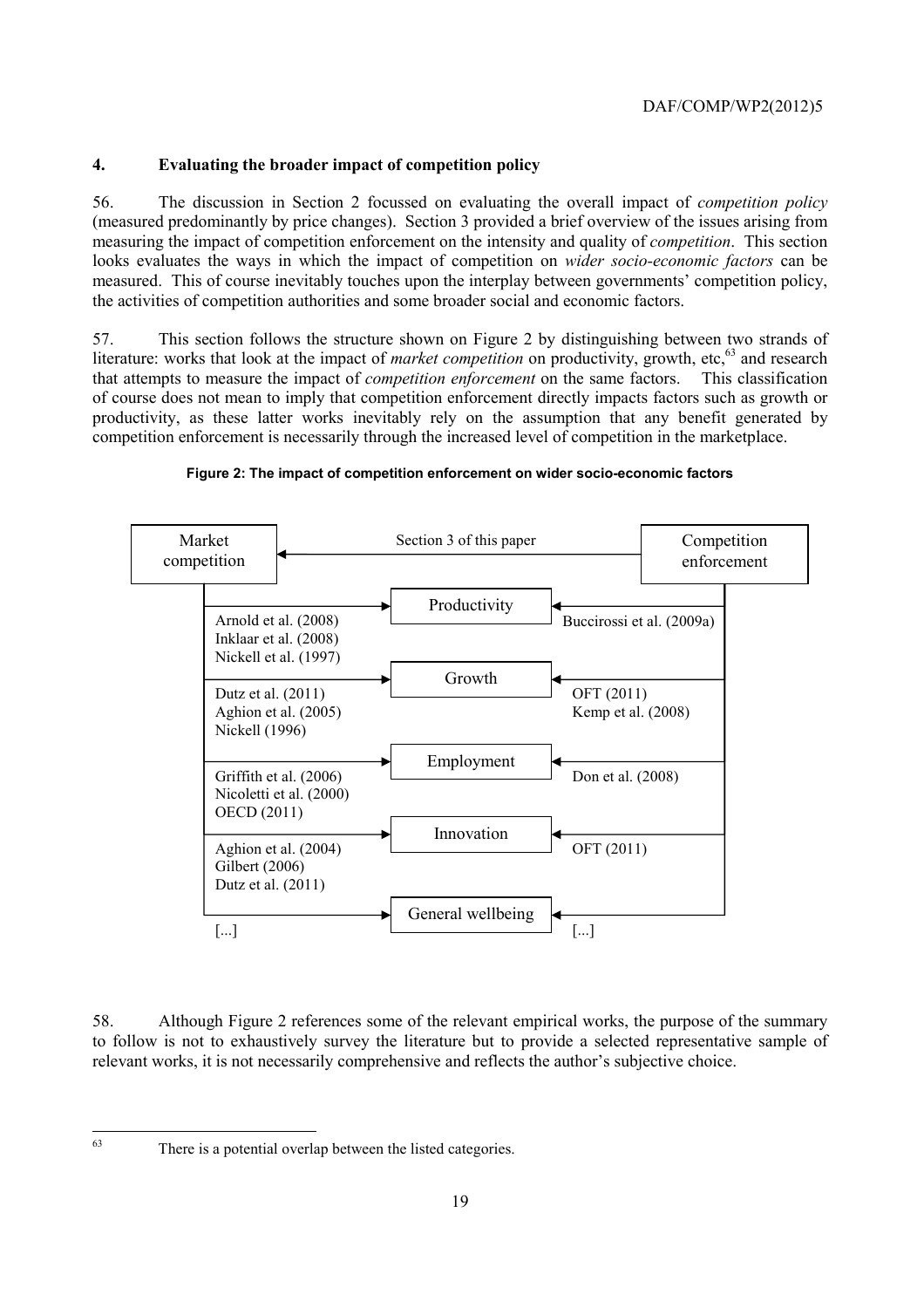## 4. Evaluating the broader impact of competition policy

56. The discussion in Section 2 focussed on evaluating the overall impact of *competition policy* (measured predominantly by price changes). Section 3 provided a brief overview of the issues arising from measuring the impact of competition enforcement on the intensity and quality of *competition*. This section looks evaluates the ways in which the impact of competition on *wider socio-economic factors* can be measured. This of course inevitably touches upon the interplay between governments' competition policy, the activities of competition authorities and some broader social and economic factors.

57. This section follows the structure shown on Figure 2 by distinguishing between two strands of literature: works that look at the impact of *market competition* on productivity, growth, etc,[63] and research that attempts to measure the impact of *competition enforcement* on the same factors. This classification of course does not mean to imply that competition enforcement directly impacts factors such as growth or productivity, as these latter works inevitably rely on the assumption that any benefit generated by competition enforcement is necessarily through the increased level of competition in the marketplace.

**Figure 2: The impact of competition enforcement on wider socio-economic factors**

Competition enforcement → Market competition: Section 3 of this paper

| Market competition | Factor | Competition enforcement |
|---|---|---|
| Arnold et al. (2008)<br>Inklaar et al. (2008)<br>Nickell et al. (1997) | Productivity | Buccirossi et al. (2009a) |
| Dutz et al. (2011)<br>Aghion et al. (2005)<br>Nickell (1996) | Growth | OFT (2011)<br>Kemp et al. (2008) |
| Griffith et al. (2006)<br>Nicoletti et al. (2000)<br>OECD (2011) | Employment | Don et al. (2008) |
| Aghion et al. (2004)<br>Gilbert (2006)<br>Dutz et al. (2011) | Innovation | OFT (2011) |
| [...] | General wellbeing | [...] |

58. Although Figure 2 references some of the relevant empirical works, the purpose of the summary to follow is not to exhaustively survey the literature but to provide a selected representative sample of relevant works, it is not necessarily comprehensive and reflects the author's subjective choice.

---

[63] There is a potential overlap between the listed categories.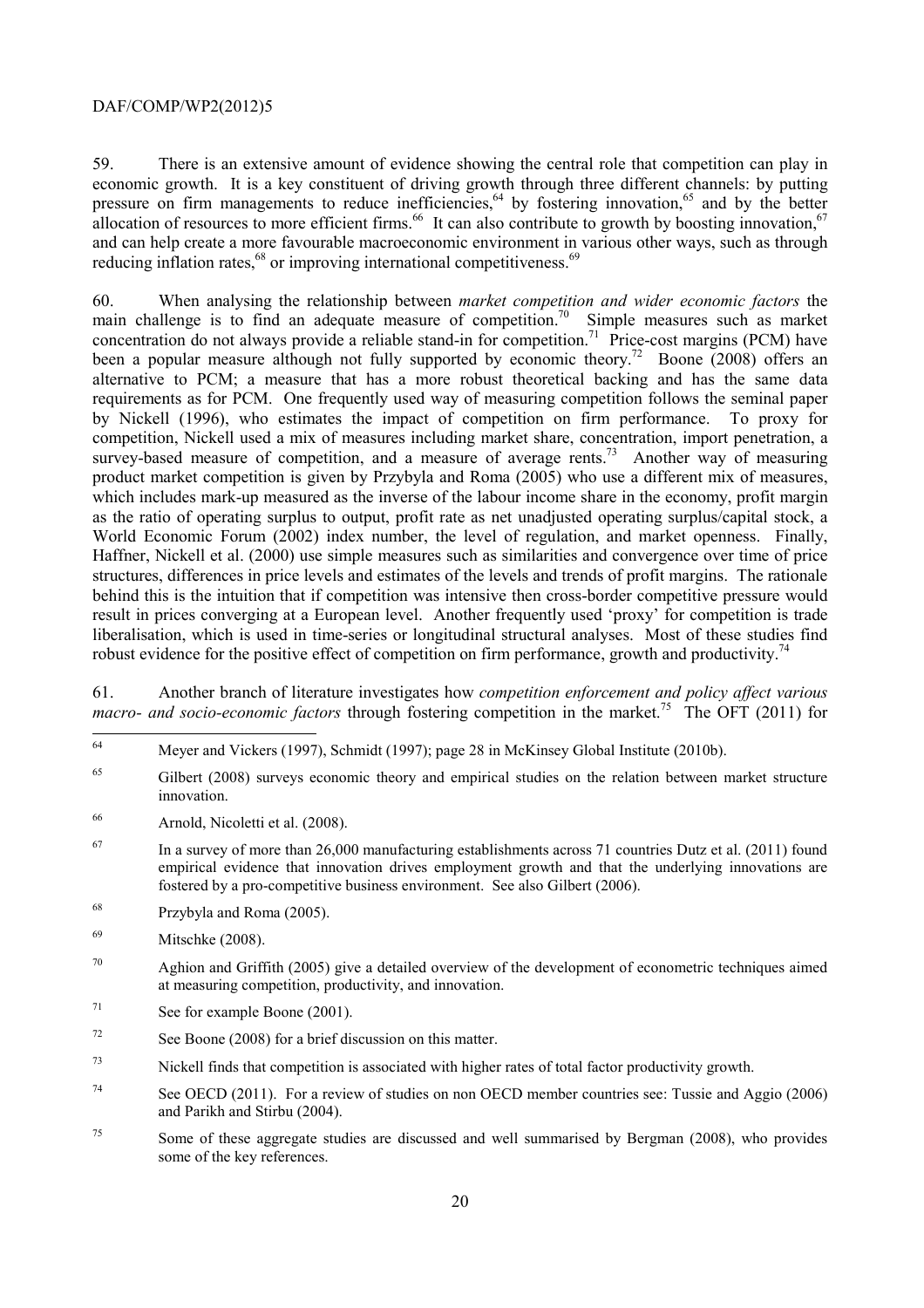59. There is an extensive amount of evidence showing the central role that competition can play in economic growth. It is a key constituent of driving growth through three different channels: by putting pressure on firm managements to reduce inefficiencies,[64] by fostering innovation,[65] and by the better allocation of resources to more efficient firms.[66] It can also contribute to growth by boosting innovation,[67] and can help create a more favourable macroeconomic environment in various other ways, such as through reducing inflation rates,[68] or improving international competitiveness.[69]

60. When analysing the relationship between *market competition and wider economic factors* the main challenge is to find an adequate measure of competition.[70] Simple measures such as market concentration do not always provide a reliable stand-in for competition.[71] Price-cost margins (PCM) have been a popular measure although not fully supported by economic theory.[72] Boone (2008) offers an alternative to PCM; a measure that has a more robust theoretical backing and has the same data requirements as for PCM. One frequently used way of measuring competition follows the seminal paper by Nickell (1996), who estimates the impact of competition on firm performance. To proxy for competition, Nickell used a mix of measures including market share, concentration, import penetration, a survey-based measure of competition, and a measure of average rents.[73] Another way of measuring product market competition is given by Przybyla and Roma (2005) who use a different mix of measures, which includes mark-up measured as the inverse of the labour income share in the economy, profit margin as the ratio of operating surplus to output, profit rate as net unadjusted operating surplus/capital stock, a World Economic Forum (2002) index number, the level of regulation, and market openness. Finally, Haffner, Nickell et al. (2000) use simple measures such as similarities and convergence over time of price structures, differences in price levels and estimates of the levels and trends of profit margins. The rationale behind this is the intuition that if competition was intensive then cross-border competitive pressure would result in prices converging at a European level. Another frequently used 'proxy' for competition is trade liberalisation, which is used in time-series or longitudinal structural analyses. Most of these studies find robust evidence for the positive effect of competition on firm performance, growth and productivity.[74]

61. Another branch of literature investigates how *competition enforcement and policy affect various macro- and socio-economic factors* through fostering competition in the market.[75] The OFT (2011) for

---

[64] Meyer and Vickers (1997), Schmidt (1997); page 28 in McKinsey Global Institute (2010b).

[65] Gilbert (2008) surveys economic theory and empirical studies on the relation between market structure innovation.

[66] Arnold, Nicoletti et al. (2008).

[67] In a survey of more than 26,000 manufacturing establishments across 71 countries Dutz et al. (2011) found empirical evidence that innovation drives employment growth and that the underlying innovations are fostered by a pro-competitive business environment. See also Gilbert (2006).

[68] Przybyla and Roma (2005).

[69] Mitschke (2008).

[70] Aghion and Griffith (2005) give a detailed overview of the development of econometric techniques aimed at measuring competition, productivity, and innovation.

[71] See for example Boone (2001).

[72] See Boone (2008) for a brief discussion on this matter.

[73] Nickell finds that competition is associated with higher rates of total factor productivity growth.

[74] See OECD (2011). For a review of studies on non OECD member countries see: Tussie and Aggio (2006) and Parikh and Stirbu (2004).

[75] Some of these aggregate studies are discussed and well summarised by Bergman (2008), who provides some of the key references.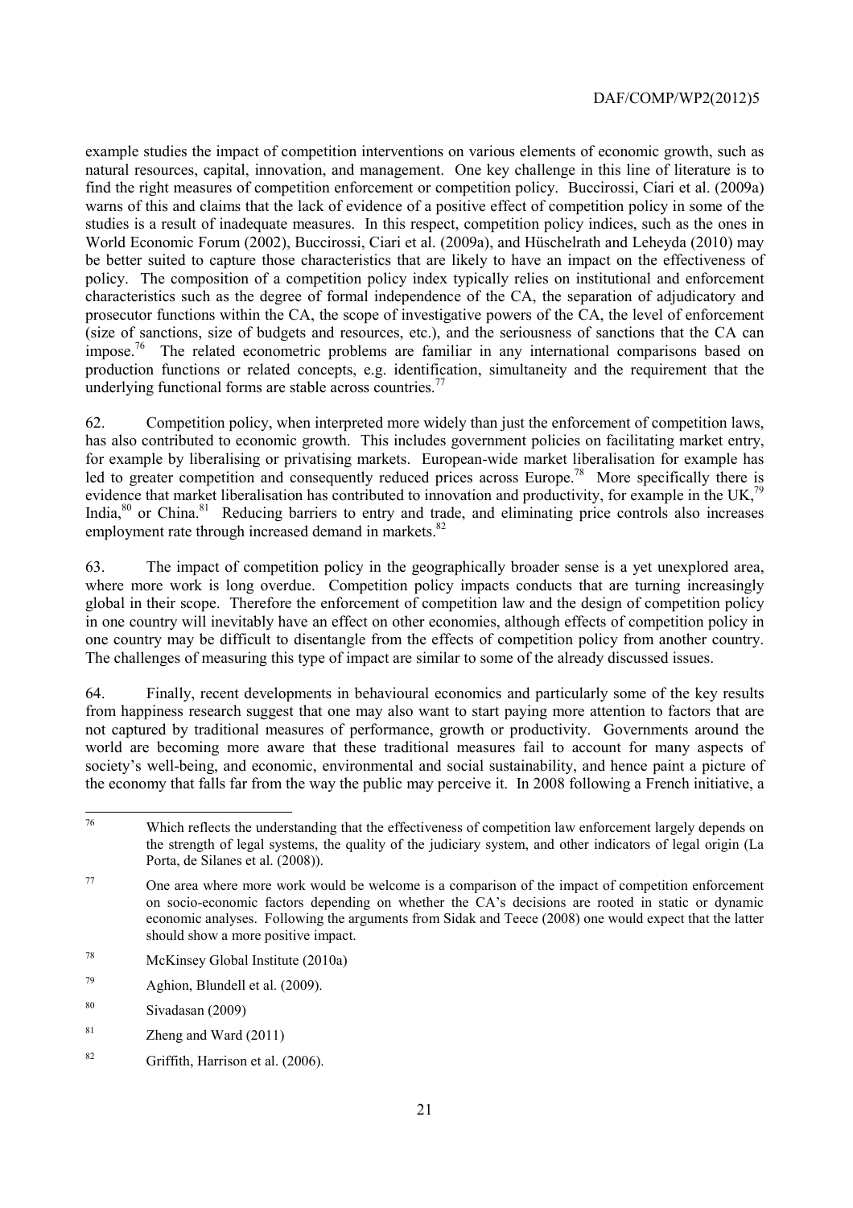example studies the impact of competition interventions on various elements of economic growth, such as natural resources, capital, innovation, and management. One key challenge in this line of literature is to find the right measures of competition enforcement or competition policy. Buccirossi, Ciari et al. (2009a) warns of this and claims that the lack of evidence of a positive effect of competition policy in some of the studies is a result of inadequate measures. In this respect, competition policy indices, such as the ones in World Economic Forum (2002), Buccirossi, Ciari et al. (2009a), and Hüschelrath and Leheyda (2010) may be better suited to capture those characteristics that are likely to have an impact on the effectiveness of policy. The composition of a competition policy index typically relies on institutional and enforcement characteristics such as the degree of formal independence of the CA, the separation of adjudicatory and prosecutor functions within the CA, the scope of investigative powers of the CA, the level of enforcement (size of sanctions, size of budgets and resources, etc.), and the seriousness of sanctions that the CA can impose.[76] The related econometric problems are familiar in any international comparisons based on production functions or related concepts, e.g. identification, simultaneity and the requirement that the underlying functional forms are stable across countries.[77]

62. Competition policy, when interpreted more widely than just the enforcement of competition laws, has also contributed to economic growth. This includes government policies on facilitating market entry, for example by liberalising or privatising markets. European-wide market liberalisation for example has led to greater competition and consequently reduced prices across Europe.[78] More specifically there is evidence that market liberalisation has contributed to innovation and productivity, for example in the UK,[79] India,[80] or China.[81] Reducing barriers to entry and trade, and eliminating price controls also increases employment rate through increased demand in markets.[82]

63. The impact of competition policy in the geographically broader sense is a yet unexplored area, where more work is long overdue. Competition policy impacts conducts that are turning increasingly global in their scope. Therefore the enforcement of competition law and the design of competition policy in one country will inevitably have an effect on other economies, although effects of competition policy in one country may be difficult to disentangle from the effects of competition policy from another country. The challenges of measuring this type of impact are similar to some of the already discussed issues.

64. Finally, recent developments in behavioural economics and particularly some of the key results from happiness research suggest that one may also want to start paying more attention to factors that are not captured by traditional measures of performance, growth or productivity. Governments around the world are becoming more aware that these traditional measures fail to account for many aspects of society's well-being, and economic, environmental and social sustainability, and hence paint a picture of the economy that falls far from the way the public may perceive it. In 2008 following a French initiative, a

---

[76] Which reflects the understanding that the effectiveness of competition law enforcement largely depends on the strength of legal systems, the quality of the judiciary system, and other indicators of legal origin (La Porta, de Silanes et al. (2008)).

[77] One area where more work would be welcome is a comparison of the impact of competition enforcement on socio-economic factors depending on whether the CA's decisions are rooted in static or dynamic economic analyses. Following the arguments from Sidak and Teece (2008) one would expect that the latter should show a more positive impact.

[78] McKinsey Global Institute (2010a)

[79] Aghion, Blundell et al. (2009).

[80] Sivadasan (2009)

[81] Zheng and Ward (2011)

[82] Griffith, Harrison et al. (2006).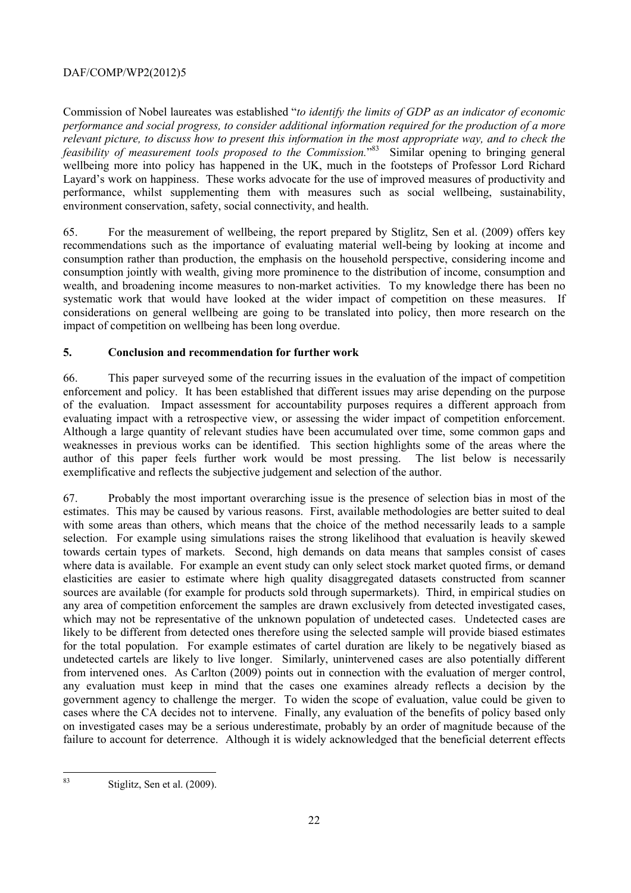Commission of Nobel laureates was established "*to identify the limits of GDP as an indicator of economic performance and social progress, to consider additional information required for the production of a more relevant picture, to discuss how to present this information in the most appropriate way, and to check the feasibility of measurement tools proposed to the Commission.*"[83] Similar opening to bringing general wellbeing more into policy has happened in the UK, much in the footsteps of Professor Lord Richard Layard's work on happiness. These works advocate for the use of improved measures of productivity and performance, whilst supplementing them with measures such as social wellbeing, sustainability, environment conservation, safety, social connectivity, and health.

65. For the measurement of wellbeing, the report prepared by Stiglitz, Sen et al. (2009) offers key recommendations such as the importance of evaluating material well-being by looking at income and consumption rather than production, the emphasis on the household perspective, considering income and consumption jointly with wealth, giving more prominence to the distribution of income, consumption and wealth, and broadening income measures to non-market activities. To my knowledge there has been no systematic work that would have looked at the wider impact of competition on these measures. If considerations on general wellbeing are going to be translated into policy, then more research on the impact of competition on wellbeing has been long overdue.

## 5. Conclusion and recommendation for further work

66. This paper surveyed some of the recurring issues in the evaluation of the impact of competition enforcement and policy. It has been established that different issues may arise depending on the purpose of the evaluation. Impact assessment for accountability purposes requires a different approach from evaluating impact with a retrospective view, or assessing the wider impact of competition enforcement. Although a large quantity of relevant studies have been accumulated over time, some common gaps and weaknesses in previous works can be identified. This section highlights some of the areas where the author of this paper feels further work would be most pressing. The list below is necessarily exemplificative and reflects the subjective judgement and selection of the author.

67. Probably the most important overarching issue is the presence of selection bias in most of the estimates. This may be caused by various reasons. First, available methodologies are better suited to deal with some areas than others, which means that the choice of the method necessarily leads to a sample selection. For example using simulations raises the strong likelihood that evaluation is heavily skewed towards certain types of markets. Second, high demands on data means that samples consist of cases where data is available. For example an event study can only select stock market quoted firms, or demand elasticities are easier to estimate where high quality disaggregated datasets constructed from scanner sources are available (for example for products sold through supermarkets). Third, in empirical studies on any area of competition enforcement the samples are drawn exclusively from detected investigated cases, which may not be representative of the unknown population of undetected cases. Undetected cases are likely to be different from detected ones therefore using the selected sample will provide biased estimates for the total population. For example estimates of cartel duration are likely to be negatively biased as undetected cartels are likely to live longer. Similarly, unintervened cases are also potentially different from intervened ones. As Carlton (2009) points out in connection with the evaluation of merger control, any evaluation must keep in mind that the cases one examines already reflects a decision by the government agency to challenge the merger. To widen the scope of evaluation, value could be given to cases where the CA decides not to intervene. Finally, any evaluation of the benefits of policy based only on investigated cases may be a serious underestimate, probably by an order of magnitude because of the failure to account for deterrence. Although it is widely acknowledged that the beneficial deterrent effects

[83] Stiglitz, Sen et al. (2009).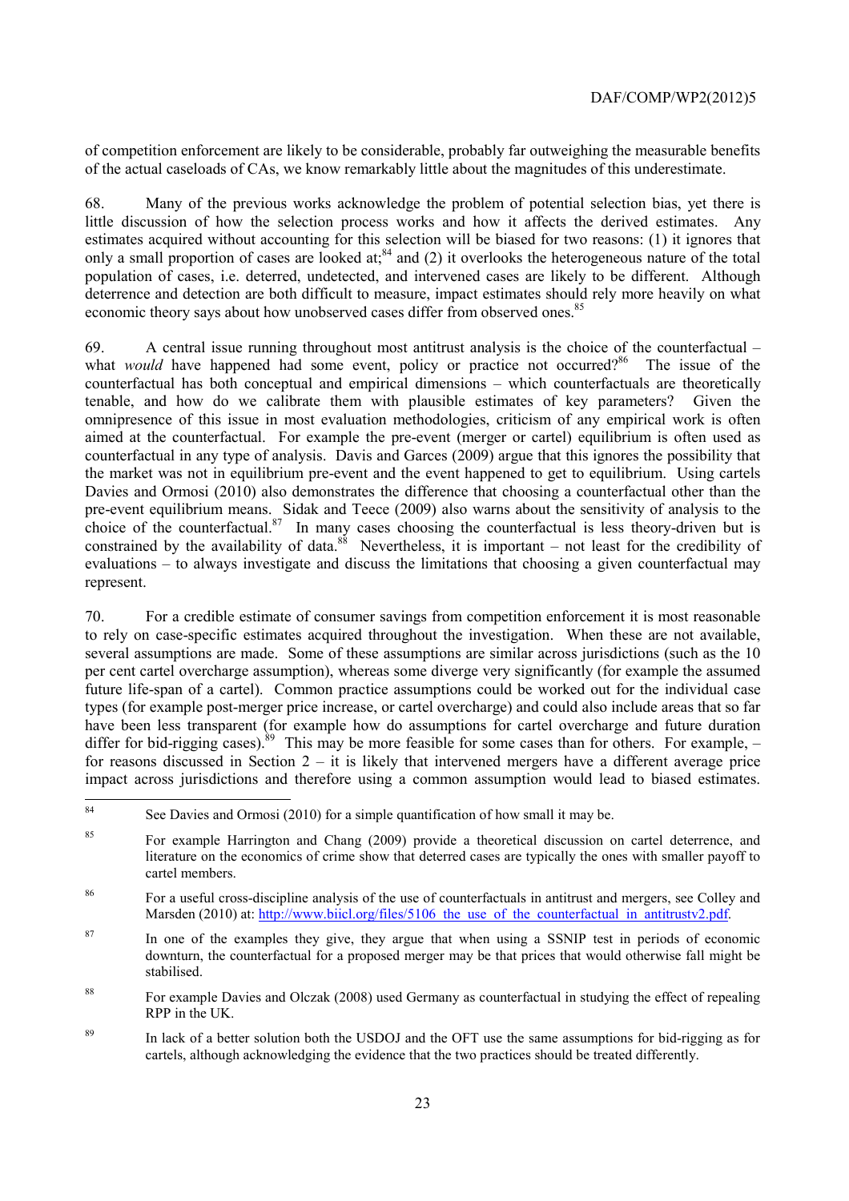of competition enforcement are likely to be considerable, probably far outweighing the measurable benefits of the actual caseloads of CAs, we know remarkably little about the magnitudes of this underestimate.

68. Many of the previous works acknowledge the problem of potential selection bias, yet there is little discussion of how the selection process works and how it affects the derived estimates. Any estimates acquired without accounting for this selection will be biased for two reasons: (1) it ignores that only a small proportion of cases are looked at;[84] and (2) it overlooks the heterogeneous nature of the total population of cases, i.e. deterred, undetected, and intervened cases are likely to be different. Although deterrence and detection are both difficult to measure, impact estimates should rely more heavily on what economic theory says about how unobserved cases differ from observed ones.[85]

69. A central issue running throughout most antitrust analysis is the choice of the counterfactual – what *would* have happened had some event, policy or practice not occurred?[86] The issue of the counterfactual has both conceptual and empirical dimensions – which counterfactuals are theoretically tenable, and how do we calibrate them with plausible estimates of key parameters? Given the omnipresence of this issue in most evaluation methodologies, criticism of any empirical work is often aimed at the counterfactual. For example the pre-event (merger or cartel) equilibrium is often used as counterfactual in any type of analysis. Davis and Garces (2009) argue that this ignores the possibility that the market was not in equilibrium pre-event and the event happened to get to equilibrium. Using cartels Davies and Ormosi (2010) also demonstrates the difference that choosing a counterfactual other than the pre-event equilibrium means. Sidak and Teece (2009) also warns about the sensitivity of analysis to the choice of the counterfactual.[87] In many cases choosing the counterfactual is less theory-driven but is constrained by the availability of data.[88] Nevertheless, it is important – not least for the credibility of evaluations – to always investigate and discuss the limitations that choosing a given counterfactual may represent.

70. For a credible estimate of consumer savings from competition enforcement it is most reasonable to rely on case-specific estimates acquired throughout the investigation. When these are not available, several assumptions are made. Some of these assumptions are similar across jurisdictions (such as the 10 per cent cartel overcharge assumption), whereas some diverge very significantly (for example the assumed future life-span of a cartel). Common practice assumptions could be worked out for the individual case types (for example post-merger price increase, or cartel overcharge) and could also include areas that so far have been less transparent (for example how do assumptions for cartel overcharge and future duration differ for bid-rigging cases).[89] This may be more feasible for some cases than for others. For example, – for reasons discussed in Section 2 – it is likely that intervened mergers have a different average price impact across jurisdictions and therefore using a common assumption would lead to biased estimates.

---

[84] See Davies and Ormosi (2010) for a simple quantification of how small it may be.

[85] For example Harrington and Chang (2009) provide a theoretical discussion on cartel deterrence, and literature on the economics of crime show that deterred cases are typically the ones with smaller payoff to cartel members.

[86] For a useful cross-discipline analysis of the use of counterfactuals in antitrust and mergers, see Colley and Marsden (2010) at: http://www.biicl.org/files/5106_the_use_of_the_counterfactual_in_antitrustv2.pdf.

[87] In one of the examples they give, they argue that when using a SSNIP test in periods of economic downturn, the counterfactual for a proposed merger may be that prices that would otherwise fall might be stabilised.

[88] For example Davies and Olczak (2008) used Germany as counterfactual in studying the effect of repealing RPP in the UK.

[89] In lack of a better solution both the USDOJ and the OFT use the same assumptions for bid-rigging as for cartels, although acknowledging the evidence that the two practices should be treated differently.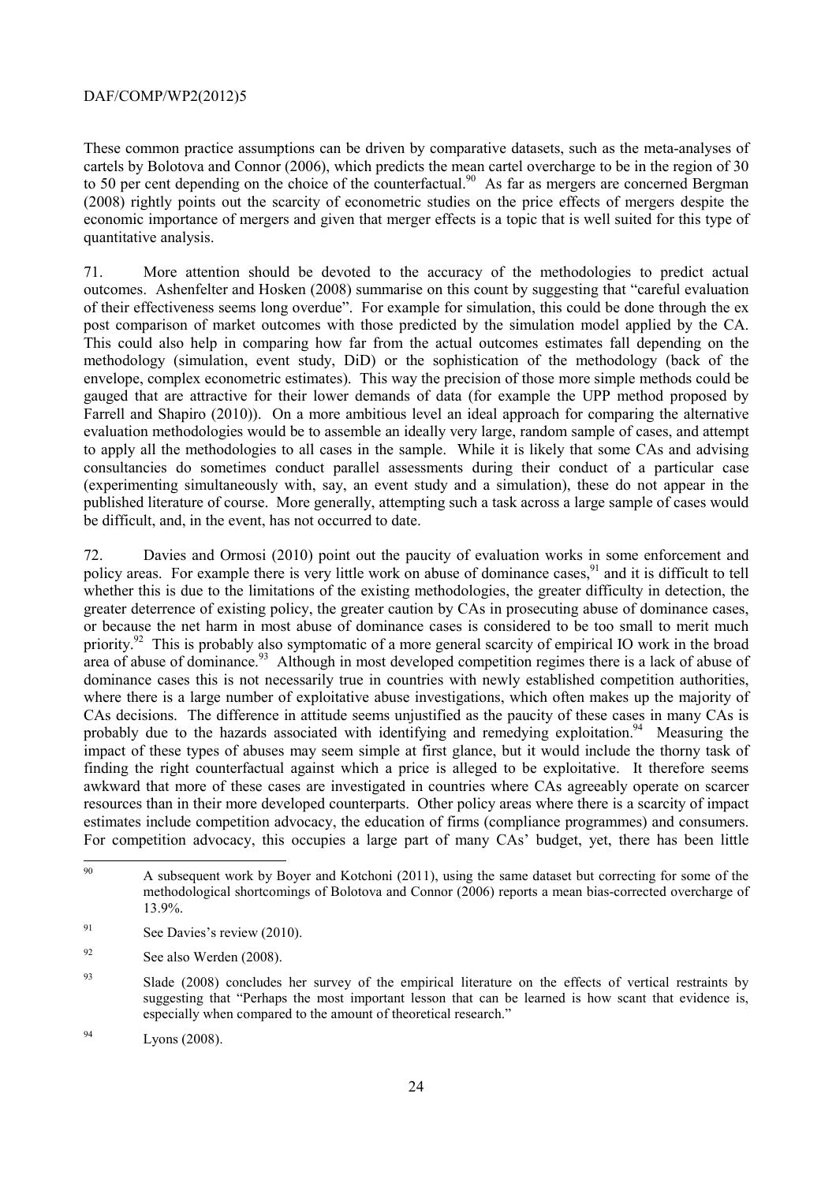These common practice assumptions can be driven by comparative datasets, such as the meta-analyses of cartels by Bolotova and Connor (2006), which predicts the mean cartel overcharge to be in the region of 30 to 50 per cent depending on the choice of the counterfactual.[90] As far as mergers are concerned Bergman (2008) rightly points out the scarcity of econometric studies on the price effects of mergers despite the economic importance of mergers and given that merger effects is a topic that is well suited for this type of quantitative analysis.

71. More attention should be devoted to the accuracy of the methodologies to predict actual outcomes. Ashenfelter and Hosken (2008) summarise on this count by suggesting that "careful evaluation of their effectiveness seems long overdue". For example for simulation, this could be done through the ex post comparison of market outcomes with those predicted by the simulation model applied by the CA. This could also help in comparing how far from the actual outcomes estimates fall depending on the methodology (simulation, event study, DiD) or the sophistication of the methodology (back of the envelope, complex econometric estimates). This way the precision of those more simple methods could be gauged that are attractive for their lower demands of data (for example the UPP method proposed by Farrell and Shapiro (2010)). On a more ambitious level an ideal approach for comparing the alternative evaluation methodologies would be to assemble an ideally very large, random sample of cases, and attempt to apply all the methodologies to all cases in the sample. While it is likely that some CAs and advising consultancies do sometimes conduct parallel assessments during their conduct of a particular case (experimenting simultaneously with, say, an event study and a simulation), these do not appear in the published literature of course. More generally, attempting such a task across a large sample of cases would be difficult, and, in the event, has not occurred to date.

72. Davies and Ormosi (2010) point out the paucity of evaluation works in some enforcement and policy areas. For example there is very little work on abuse of dominance cases,[91] and it is difficult to tell whether this is due to the limitations of the existing methodologies, the greater difficulty in detection, the greater deterrence of existing policy, the greater caution by CAs in prosecuting abuse of dominance cases, or because the net harm in most abuse of dominance cases is considered to be too small to merit much priority.[92] This is probably also symptomatic of a more general scarcity of empirical IO work in the broad area of abuse of dominance.[93] Although in most developed competition regimes there is a lack of abuse of dominance cases this is not necessarily true in countries with newly established competition authorities, where there is a large number of exploitative abuse investigations, which often makes up the majority of CAs decisions. The difference in attitude seems unjustified as the paucity of these cases in many CAs is probably due to the hazards associated with identifying and remedying exploitation.[94] Measuring the impact of these types of abuses may seem simple at first glance, but it would include the thorny task of finding the right counterfactual against which a price is alleged to be exploitative. It therefore seems awkward that more of these cases are investigated in countries where CAs agreeably operate on scarcer resources than in their more developed counterparts. Other policy areas where there is a scarcity of impact estimates include competition advocacy, the education of firms (compliance programmes) and consumers. For competition advocacy, this occupies a large part of many CAs' budget, yet, there has been little

---

[90] A subsequent work by Boyer and Kotchoni (2011), using the same dataset but correcting for some of the methodological shortcomings of Bolotova and Connor (2006) reports a mean bias-corrected overcharge of 13.9%.

[91] See Davies's review (2010).

[92] See also Werden (2008).

[93] Slade (2008) concludes her survey of the empirical literature on the effects of vertical restraints by suggesting that "Perhaps the most important lesson that can be learned is how scant that evidence is, especially when compared to the amount of theoretical research."

[94] Lyons (2008).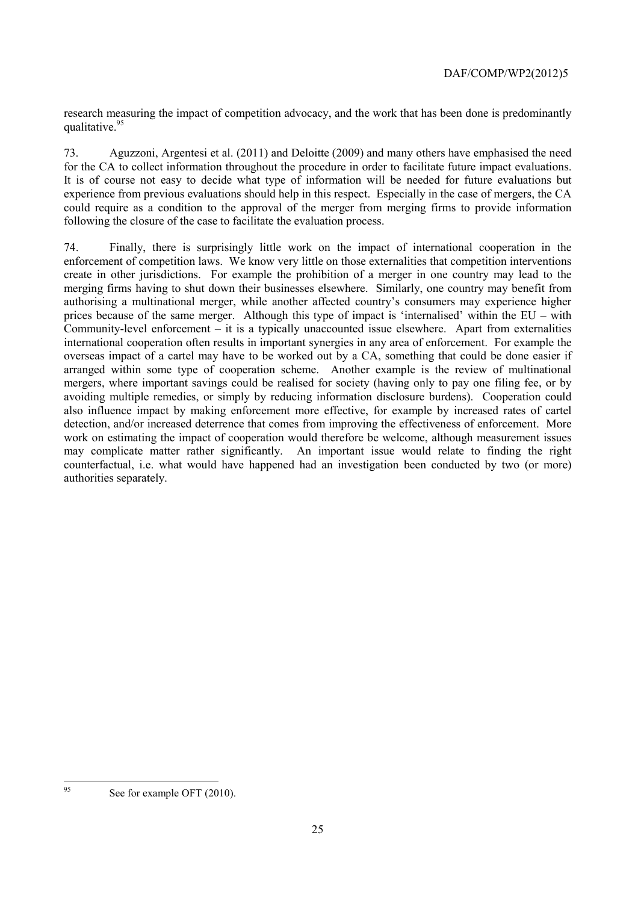research measuring the impact of competition advocacy, and the work that has been done is predominantly qualitative.[95]

73. Aguzzoni, Argentesi et al. (2011) and Deloitte (2009) and many others have emphasised the need for the CA to collect information throughout the procedure in order to facilitate future impact evaluations. It is of course not easy to decide what type of information will be needed for future evaluations but experience from previous evaluations should help in this respect. Especially in the case of mergers, the CA could require as a condition to the approval of the merger from merging firms to provide information following the closure of the case to facilitate the evaluation process.

74. Finally, there is surprisingly little work on the impact of international cooperation in the enforcement of competition laws. We know very little on those externalities that competition interventions create in other jurisdictions. For example the prohibition of a merger in one country may lead to the merging firms having to shut down their businesses elsewhere. Similarly, one country may benefit from authorising a multinational merger, while another affected country's consumers may experience higher prices because of the same merger. Although this type of impact is 'internalised' within the EU – with Community-level enforcement – it is a typically unaccounted issue elsewhere. Apart from externalities international cooperation often results in important synergies in any area of enforcement. For example the overseas impact of a cartel may have to be worked out by a CA, something that could be done easier if arranged within some type of cooperation scheme. Another example is the review of multinational mergers, where important savings could be realised for society (having only to pay one filing fee, or by avoiding multiple remedies, or simply by reducing information disclosure burdens). Cooperation could also influence impact by making enforcement more effective, for example by increased rates of cartel detection, and/or increased deterrence that comes from improving the effectiveness of enforcement. More work on estimating the impact of cooperation would therefore be welcome, although measurement issues may complicate matter rather significantly. An important issue would relate to finding the right counterfactual, i.e. what would have happened had an investigation been conducted by two (or more) authorities separately.

---

[95] See for example OFT (2010).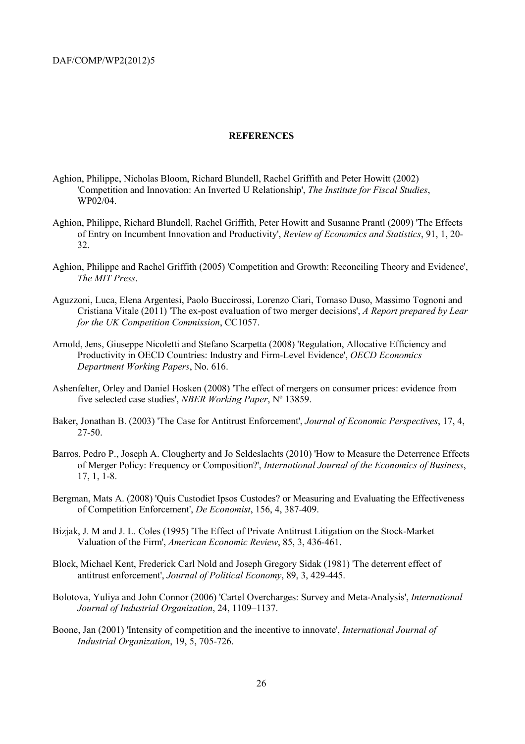## REFERENCES

Aghion, Philippe, Nicholas Bloom, Richard Blundell, Rachel Griffith and Peter Howitt (2002) 'Competition and Innovation: An Inverted U Relationship', *The Institute for Fiscal Studies*, WP02/04.

Aghion, Philippe, Richard Blundell, Rachel Griffith, Peter Howitt and Susanne Prantl (2009) 'The Effects of Entry on Incumbent Innovation and Productivity', *Review of Economics and Statistics*, 91, 1, 20-32.

Aghion, Philippe and Rachel Griffith (2005) 'Competition and Growth: Reconciling Theory and Evidence', *The MIT Press*.

Aguzzoni, Luca, Elena Argentesi, Paolo Buccirossi, Lorenzo Ciari, Tomaso Duso, Massimo Tognoni and Cristiana Vitale (2011) 'The ex-post evaluation of two merger decisions', *A Report prepared by Lear for the UK Competition Commission*, CC1057.

Arnold, Jens, Giuseppe Nicoletti and Stefano Scarpetta (2008) 'Regulation, Allocative Efficiency and Productivity in OECD Countries: Industry and Firm-Level Evidence', *OECD Economics Department Working Papers*, No. 616.

Ashenfelter, Orley and Daniel Hosken (2008) 'The effect of mergers on consumer prices: evidence from five selected case studies', *NBER Working Paper*, Nº 13859.

Baker, Jonathan B. (2003) 'The Case for Antitrust Enforcement', *Journal of Economic Perspectives*, 17, 4, 27-50.

Barros, Pedro P., Joseph A. Clougherty and Jo Seldeslachts (2010) 'How to Measure the Deterrence Effects of Merger Policy: Frequency or Composition?', *International Journal of the Economics of Business*, 17, 1, 1-8.

Bergman, Mats A. (2008) 'Quis Custodiet Ipsos Custodes? or Measuring and Evaluating the Effectiveness of Competition Enforcement', *De Economist*, 156, 4, 387-409.

Bizjak, J. M and J. L. Coles (1995) 'The Effect of Private Antitrust Litigation on the Stock-Market Valuation of the Firm', *American Economic Review*, 85, 3, 436-461.

Block, Michael Kent, Frederick Carl Nold and Joseph Gregory Sidak (1981) 'The deterrent effect of antitrust enforcement', *Journal of Political Economy*, 89, 3, 429-445.

Bolotova, Yuliya and John Connor (2006) 'Cartel Overcharges: Survey and Meta-Analysis', *International Journal of Industrial Organization*, 24, 1109–1137.

Boone, Jan (2001) 'Intensity of competition and the incentive to innovate', *International Journal of Industrial Organization*, 19, 5, 705-726.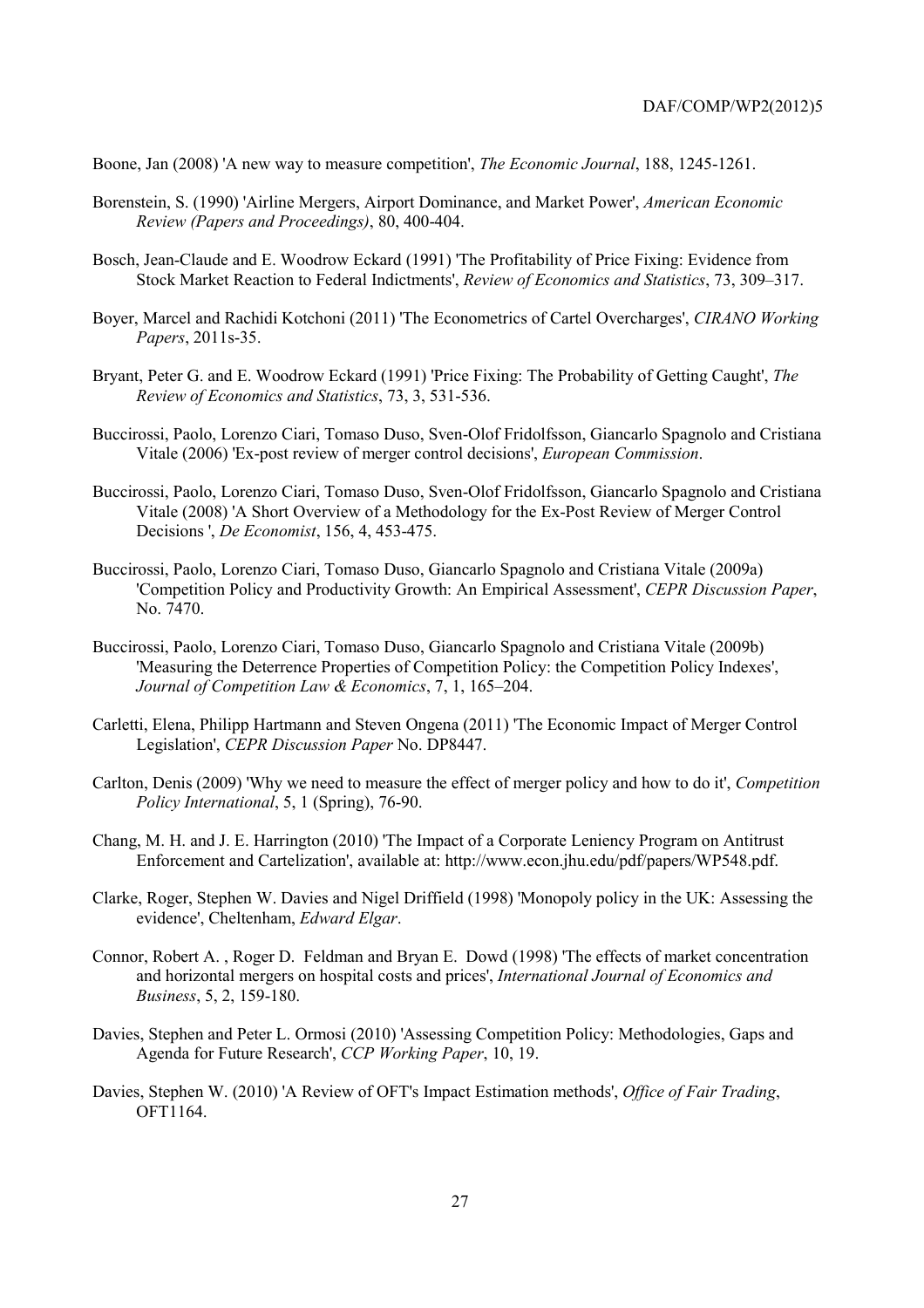Boone, Jan (2008) 'A new way to measure competition', *The Economic Journal*, 188, 1245-1261.

Borenstein, S. (1990) 'Airline Mergers, Airport Dominance, and Market Power', *American Economic Review (Papers and Proceedings)*, 80, 400-404.

Bosch, Jean-Claude and E. Woodrow Eckard (1991) 'The Profitability of Price Fixing: Evidence from Stock Market Reaction to Federal Indictments', *Review of Economics and Statistics*, 73, 309–317.

Boyer, Marcel and Rachidi Kotchoni (2011) 'The Econometrics of Cartel Overcharges', *CIRANO Working Papers*, 2011s-35.

Bryant, Peter G. and E. Woodrow Eckard (1991) 'Price Fixing: The Probability of Getting Caught', *The Review of Economics and Statistics*, 73, 3, 531-536.

Buccirossi, Paolo, Lorenzo Ciari, Tomaso Duso, Sven-Olof Fridolfsson, Giancarlo Spagnolo and Cristiana Vitale (2006) 'Ex-post review of merger control decisions', *European Commission*.

Buccirossi, Paolo, Lorenzo Ciari, Tomaso Duso, Sven-Olof Fridolfsson, Giancarlo Spagnolo and Cristiana Vitale (2008) 'A Short Overview of a Methodology for the Ex-Post Review of Merger Control Decisions ', *De Economist*, 156, 4, 453-475.

Buccirossi, Paolo, Lorenzo Ciari, Tomaso Duso, Giancarlo Spagnolo and Cristiana Vitale (2009a) 'Competition Policy and Productivity Growth: An Empirical Assessment', *CEPR Discussion Paper*, No. 7470.

Buccirossi, Paolo, Lorenzo Ciari, Tomaso Duso, Giancarlo Spagnolo and Cristiana Vitale (2009b) 'Measuring the Deterrence Properties of Competition Policy: the Competition Policy Indexes', *Journal of Competition Law & Economics*, 7, 1, 165–204.

Carletti, Elena, Philipp Hartmann and Steven Ongena (2011) 'The Economic Impact of Merger Control Legislation', *CEPR Discussion Paper* No. DP8447.

Carlton, Denis (2009) 'Why we need to measure the effect of merger policy and how to do it', *Competition Policy International*, 5, 1 (Spring), 76-90.

Chang, M. H. and J. E. Harrington (2010) 'The Impact of a Corporate Leniency Program on Antitrust Enforcement and Cartelization', available at: http://www.econ.jhu.edu/pdf/papers/WP548.pdf.

Clarke, Roger, Stephen W. Davies and Nigel Driffield (1998) 'Monopoly policy in the UK: Assessing the evidence', Cheltenham, *Edward Elgar*.

Connor, Robert A. , Roger D. Feldman and Bryan E. Dowd (1998) 'The effects of market concentration and horizontal mergers on hospital costs and prices', *International Journal of Economics and Business*, 5, 2, 159-180.

Davies, Stephen and Peter L. Ormosi (2010) 'Assessing Competition Policy: Methodologies, Gaps and Agenda for Future Research', *CCP Working Paper*, 10, 19.

Davies, Stephen W. (2010) 'A Review of OFT's Impact Estimation methods', *Office of Fair Trading*, OFT1164.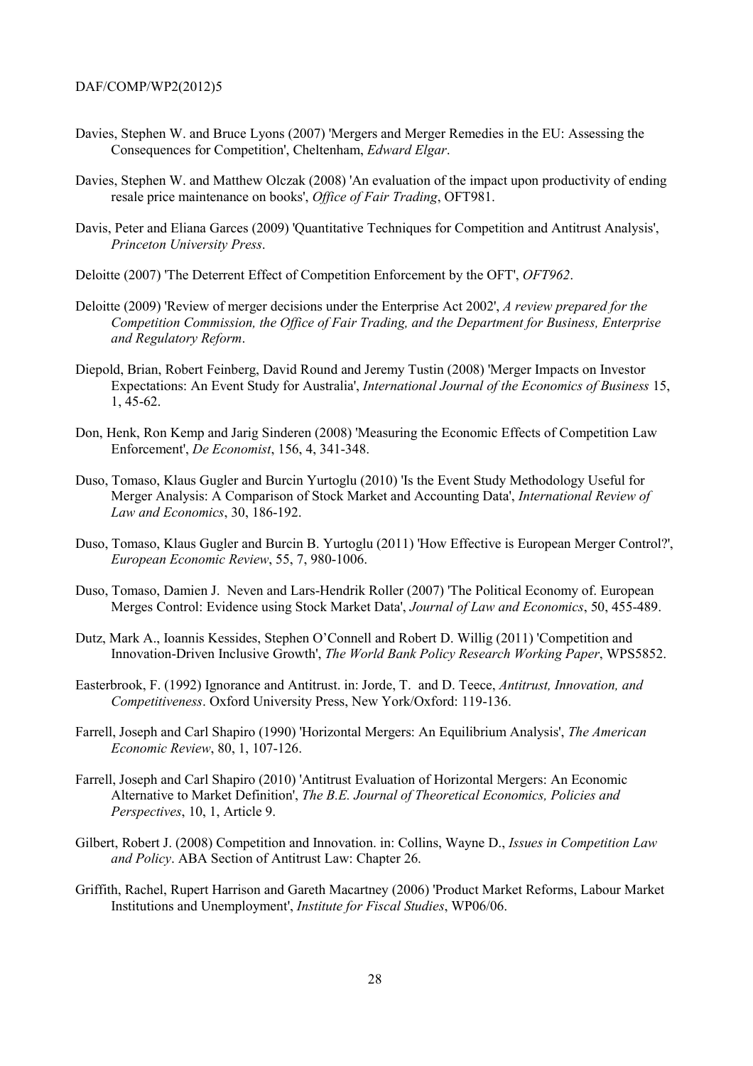Davies, Stephen W. and Bruce Lyons (2007) 'Mergers and Merger Remedies in the EU: Assessing the Consequences for Competition', Cheltenham, *Edward Elgar*.

Davies, Stephen W. and Matthew Olczak (2008) 'An evaluation of the impact upon productivity of ending resale price maintenance on books', *Office of Fair Trading*, OFT981.

Davis, Peter and Eliana Garces (2009) 'Quantitative Techniques for Competition and Antitrust Analysis', *Princeton University Press*.

Deloitte (2007) 'The Deterrent Effect of Competition Enforcement by the OFT', *OFT962*.

Deloitte (2009) 'Review of merger decisions under the Enterprise Act 2002', *A review prepared for the Competition Commission, the Office of Fair Trading, and the Department for Business, Enterprise and Regulatory Reform*.

Diepold, Brian, Robert Feinberg, David Round and Jeremy Tustin (2008) 'Merger Impacts on Investor Expectations: An Event Study for Australia', *International Journal of the Economics of Business* 15, 1, 45-62.

Don, Henk, Ron Kemp and Jarig Sinderen (2008) 'Measuring the Economic Effects of Competition Law Enforcement', *De Economist*, 156, 4, 341-348.

Duso, Tomaso, Klaus Gugler and Burcin Yurtoglu (2010) 'Is the Event Study Methodology Useful for Merger Analysis: A Comparison of Stock Market and Accounting Data', *International Review of Law and Economics*, 30, 186-192.

Duso, Tomaso, Klaus Gugler and Burcin B. Yurtoglu (2011) 'How Effective is European Merger Control?', *European Economic Review*, 55, 7, 980-1006.

Duso, Tomaso, Damien J. Neven and Lars-Hendrik Roller (2007) 'The Political Economy of. European Merges Control: Evidence using Stock Market Data', *Journal of Law and Economics*, 50, 455-489.

Dutz, Mark A., Ioannis Kessides, Stephen O'Connell and Robert D. Willig (2011) 'Competition and Innovation-Driven Inclusive Growth', *The World Bank Policy Research Working Paper*, WPS5852.

Easterbrook, F. (1992) Ignorance and Antitrust. in: Jorde, T. and D. Teece, *Antitrust, Innovation, and Competitiveness*. Oxford University Press, New York/Oxford: 119-136.

Farrell, Joseph and Carl Shapiro (1990) 'Horizontal Mergers: An Equilibrium Analysis', *The American Economic Review*, 80, 1, 107-126.

Farrell, Joseph and Carl Shapiro (2010) 'Antitrust Evaluation of Horizontal Mergers: An Economic Alternative to Market Definition', *The B.E. Journal of Theoretical Economics, Policies and Perspectives*, 10, 1, Article 9.

Gilbert, Robert J. (2008) Competition and Innovation. in: Collins, Wayne D., *Issues in Competition Law and Policy*. ABA Section of Antitrust Law: Chapter 26.

Griffith, Rachel, Rupert Harrison and Gareth Macartney (2006) 'Product Market Reforms, Labour Market Institutions and Unemployment', *Institute for Fiscal Studies*, WP06/06.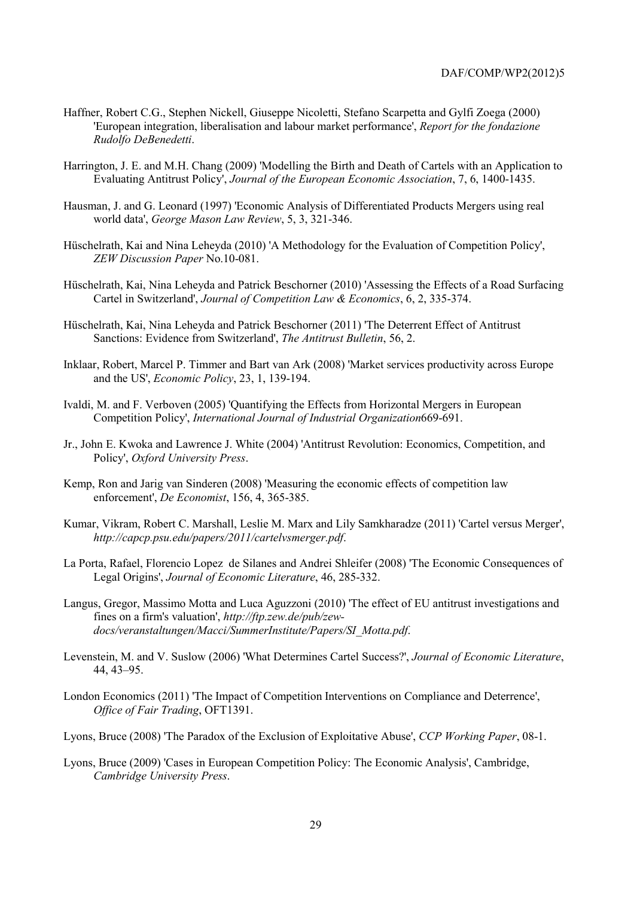Haffner, Robert C.G., Stephen Nickell, Giuseppe Nicoletti, Stefano Scarpetta and Gylfi Zoega (2000) 'European integration, liberalisation and labour market performance', *Report for the fondazione Rudolfo DeBenedetti*.

Harrington, J. E. and M.H. Chang (2009) 'Modelling the Birth and Death of Cartels with an Application to Evaluating Antitrust Policy', *Journal of the European Economic Association*, 7, 6, 1400-1435.

Hausman, J. and G. Leonard (1997) 'Economic Analysis of Differentiated Products Mergers using real world data', *George Mason Law Review*, 5, 3, 321-346.

Hüschelrath, Kai and Nina Leheyda (2010) 'A Methodology for the Evaluation of Competition Policy', *ZEW Discussion Paper* No.10-081.

Hüschelrath, Kai, Nina Leheyda and Patrick Beschorner (2010) 'Assessing the Effects of a Road Surfacing Cartel in Switzerland', *Journal of Competition Law & Economics*, 6, 2, 335-374.

Hüschelrath, Kai, Nina Leheyda and Patrick Beschorner (2011) 'The Deterrent Effect of Antitrust Sanctions: Evidence from Switzerland', *The Antitrust Bulletin*, 56, 2.

Inklaar, Robert, Marcel P. Timmer and Bart van Ark (2008) 'Market services productivity across Europe and the US', *Economic Policy*, 23, 1, 139-194.

Ivaldi, M. and F. Verboven (2005) 'Quantifying the Effects from Horizontal Mergers in European Competition Policy', *International Journal of Industrial Organization*669-691.

Jr., John E. Kwoka and Lawrence J. White (2004) 'Antitrust Revolution: Economics, Competition, and Policy', *Oxford University Press*.

Kemp, Ron and Jarig van Sinderen (2008) 'Measuring the economic effects of competition law enforcement', *De Economist*, 156, 4, 365-385.

Kumar, Vikram, Robert C. Marshall, Leslie M. Marx and Lily Samkharadze (2011) 'Cartel versus Merger', *http://capcp.psu.edu/papers/2011/cartelvsmerger.pdf*.

La Porta, Rafael, Florencio Lopez de Silanes and Andrei Shleifer (2008) 'The Economic Consequences of Legal Origins', *Journal of Economic Literature*, 46, 285-332.

Langus, Gregor, Massimo Motta and Luca Aguzzoni (2010) 'The effect of EU antitrust investigations and fines on a firm's valuation', *http://ftp.zew.de/pub/zew-docs/veranstaltungen/Macci/SummerInstitute/Papers/SI_Motta.pdf*.

Levenstein, M. and V. Suslow (2006) 'What Determines Cartel Success?', *Journal of Economic Literature*, 44, 43–95.

London Economics (2011) 'The Impact of Competition Interventions on Compliance and Deterrence', *Office of Fair Trading*, OFT1391.

Lyons, Bruce (2008) 'The Paradox of the Exclusion of Exploitative Abuse', *CCP Working Paper*, 08-1.

Lyons, Bruce (2009) 'Cases in European Competition Policy: The Economic Analysis', Cambridge, *Cambridge University Press*.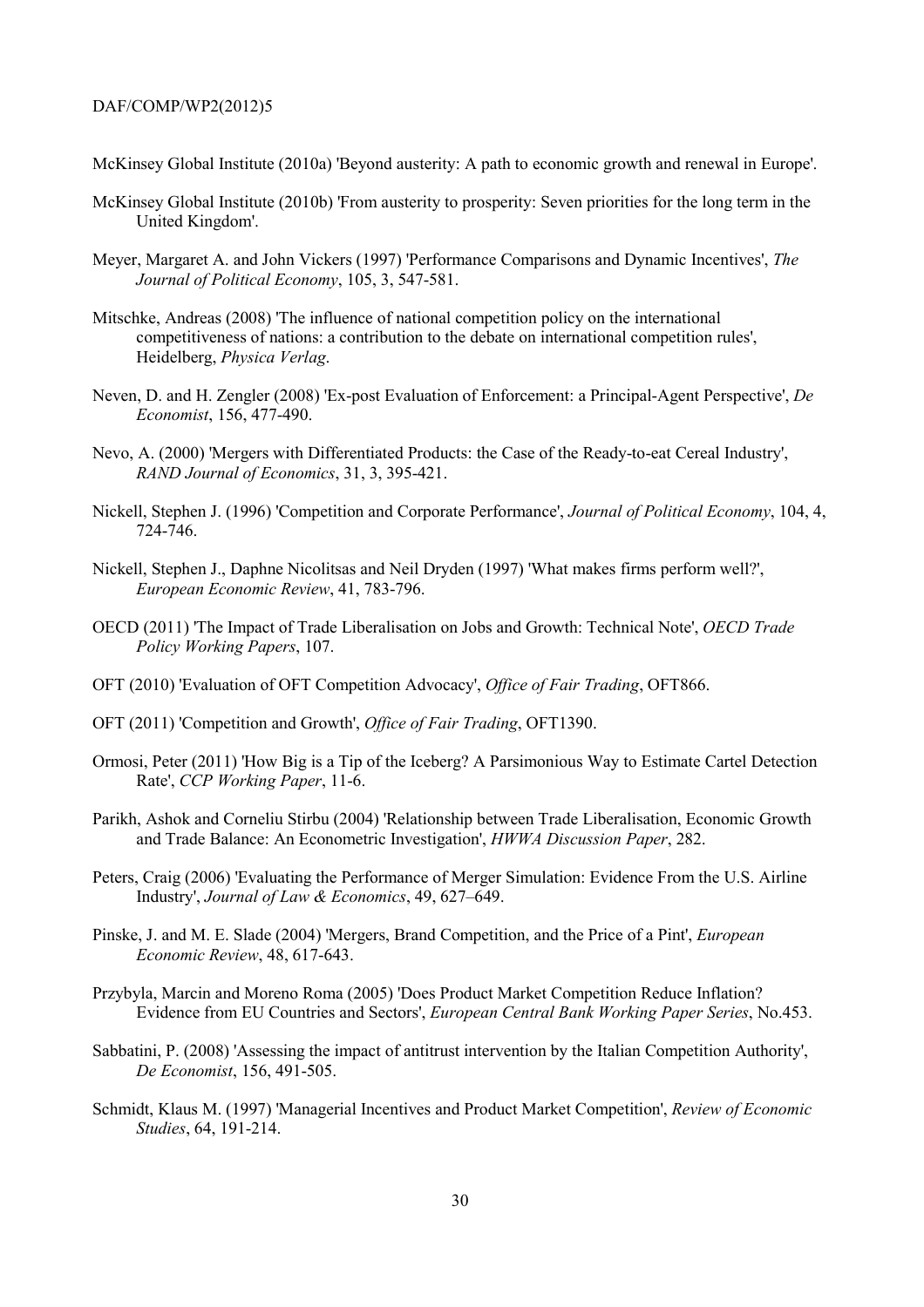McKinsey Global Institute (2010a) 'Beyond austerity: A path to economic growth and renewal in Europe'.

McKinsey Global Institute (2010b) 'From austerity to prosperity: Seven priorities for the long term in the United Kingdom'.

Meyer, Margaret A. and John Vickers (1997) 'Performance Comparisons and Dynamic Incentives', *The Journal of Political Economy*, 105, 3, 547-581.

Mitschke, Andreas (2008) 'The influence of national competition policy on the international competitiveness of nations: a contribution to the debate on international competition rules', Heidelberg, *Physica Verlag*.

Neven, D. and H. Zengler (2008) 'Ex-post Evaluation of Enforcement: a Principal-Agent Perspective', *De Economist*, 156, 477-490.

Nevo, A. (2000) 'Mergers with Differentiated Products: the Case of the Ready-to-eat Cereal Industry', *RAND Journal of Economics*, 31, 3, 395-421.

Nickell, Stephen J. (1996) 'Competition and Corporate Performance', *Journal of Political Economy*, 104, 4, 724-746.

Nickell, Stephen J., Daphne Nicolitsas and Neil Dryden (1997) 'What makes firms perform well?', *European Economic Review*, 41, 783-796.

OECD (2011) 'The Impact of Trade Liberalisation on Jobs and Growth: Technical Note', *OECD Trade Policy Working Papers*, 107.

OFT (2010) 'Evaluation of OFT Competition Advocacy', *Office of Fair Trading*, OFT866.

OFT (2011) 'Competition and Growth', *Office of Fair Trading*, OFT1390.

Ormosi, Peter (2011) 'How Big is a Tip of the Iceberg? A Parsimonious Way to Estimate Cartel Detection Rate', *CCP Working Paper*, 11-6.

Parikh, Ashok and Corneliu Stirbu (2004) 'Relationship between Trade Liberalisation, Economic Growth and Trade Balance: An Econometric Investigation', *HWWA Discussion Paper*, 282.

Peters, Craig (2006) 'Evaluating the Performance of Merger Simulation: Evidence From the U.S. Airline Industry', *Journal of Law & Economics*, 49, 627–649.

Pinske, J. and M. E. Slade (2004) 'Mergers, Brand Competition, and the Price of a Pint', *European Economic Review*, 48, 617-643.

Przybyla, Marcin and Moreno Roma (2005) 'Does Product Market Competition Reduce Inflation? Evidence from EU Countries and Sectors', *European Central Bank Working Paper Series*, No.453.

Sabbatini, P. (2008) 'Assessing the impact of antitrust intervention by the Italian Competition Authority', *De Economist*, 156, 491-505.

Schmidt, Klaus M. (1997) 'Managerial Incentives and Product Market Competition', *Review of Economic Studies*, 64, 191-214.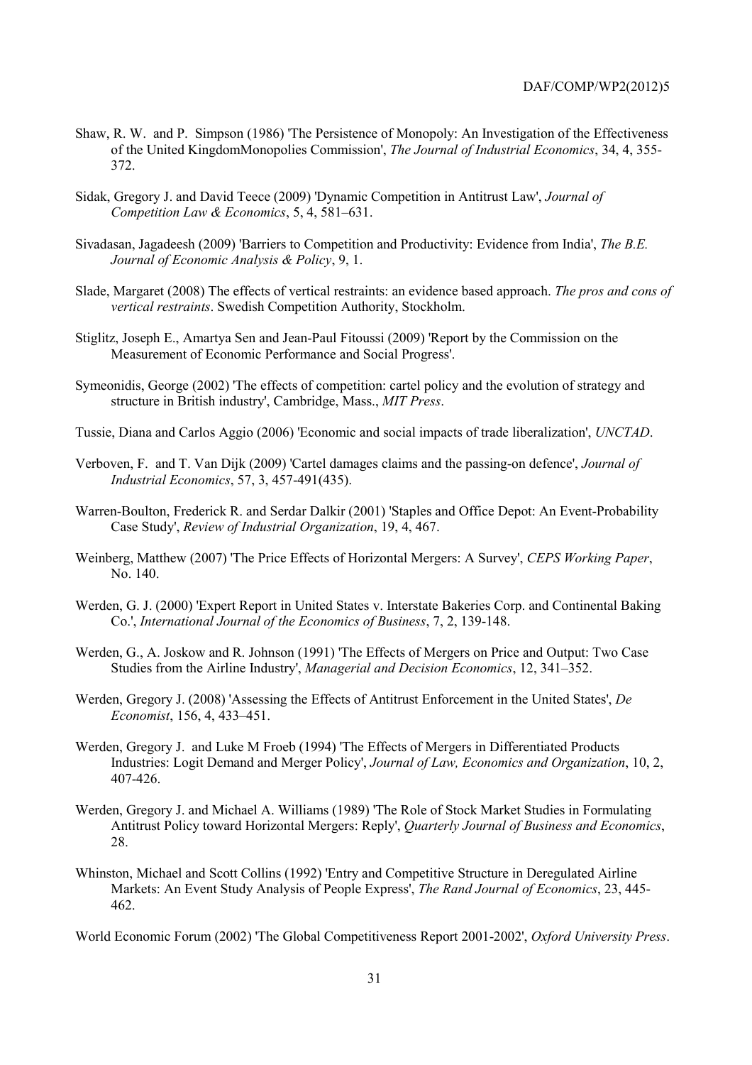Shaw, R. W. and P. Simpson (1986) 'The Persistence of Monopoly: An Investigation of the Effectiveness of the United KingdomMonopolies Commission', *The Journal of Industrial Economics*, 34, 4, 355-372.

Sidak, Gregory J. and David Teece (2009) 'Dynamic Competition in Antitrust Law', *Journal of Competition Law & Economics*, 5, 4, 581–631.

Sivadasan, Jagadeesh (2009) 'Barriers to Competition and Productivity: Evidence from India', *The B.E. Journal of Economic Analysis & Policy*, 9, 1.

Slade, Margaret (2008) The effects of vertical restraints: an evidence based approach. *The pros and cons of vertical restraints*. Swedish Competition Authority, Stockholm.

Stiglitz, Joseph E., Amartya Sen and Jean-Paul Fitoussi (2009) 'Report by the Commission on the Measurement of Economic Performance and Social Progress'.

Symeonidis, George (2002) 'The effects of competition: cartel policy and the evolution of strategy and structure in British industry', Cambridge, Mass., *MIT Press*.

Tussie, Diana and Carlos Aggio (2006) 'Economic and social impacts of trade liberalization', *UNCTAD*.

Verboven, F. and T. Van Dijk (2009) 'Cartel damages claims and the passing-on defence', *Journal of Industrial Economics*, 57, 3, 457-491(435).

Warren-Boulton, Frederick R. and Serdar Dalkir (2001) 'Staples and Office Depot: An Event-Probability Case Study', *Review of Industrial Organization*, 19, 4, 467.

Weinberg, Matthew (2007) 'The Price Effects of Horizontal Mergers: A Survey', *CEPS Working Paper*, No. 140.

Werden, G. J. (2000) 'Expert Report in United States v. Interstate Bakeries Corp. and Continental Baking Co.', *International Journal of the Economics of Business*, 7, 2, 139-148.

Werden, G., A. Joskow and R. Johnson (1991) 'The Effects of Mergers on Price and Output: Two Case Studies from the Airline Industry', *Managerial and Decision Economics*, 12, 341–352.

Werden, Gregory J. (2008) 'Assessing the Effects of Antitrust Enforcement in the United States', *De Economist*, 156, 4, 433–451.

Werden, Gregory J. and Luke M Froeb (1994) 'The Effects of Mergers in Differentiated Products Industries: Logit Demand and Merger Policy', *Journal of Law, Economics and Organization*, 10, 2, 407-426.

Werden, Gregory J. and Michael A. Williams (1989) 'The Role of Stock Market Studies in Formulating Antitrust Policy toward Horizontal Mergers: Reply', *Quarterly Journal of Business and Economics*, 28.

Whinston, Michael and Scott Collins (1992) 'Entry and Competitive Structure in Deregulated Airline Markets: An Event Study Analysis of People Express', *The Rand Journal of Economics*, 23, 445-462.

World Economic Forum (2002) 'The Global Competitiveness Report 2001-2002', *Oxford University Press*.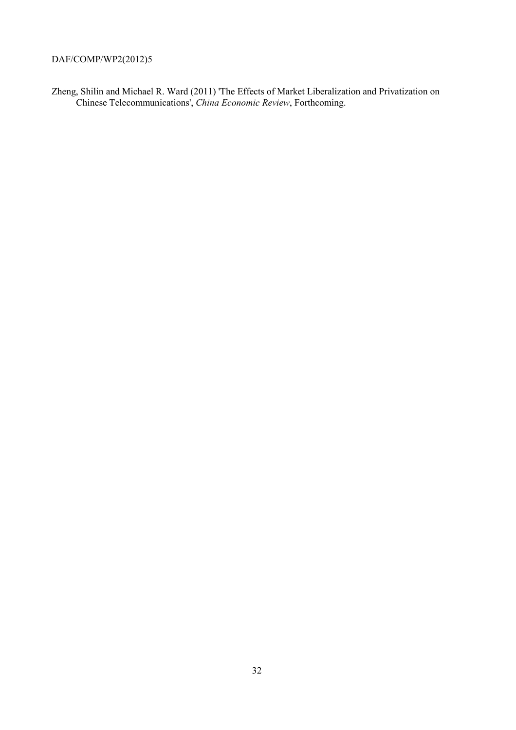Zheng, Shilin and Michael R. Ward (2011) 'The Effects of Market Liberalization and Privatization on Chinese Telecommunications', *China Economic Review*, Forthcoming.